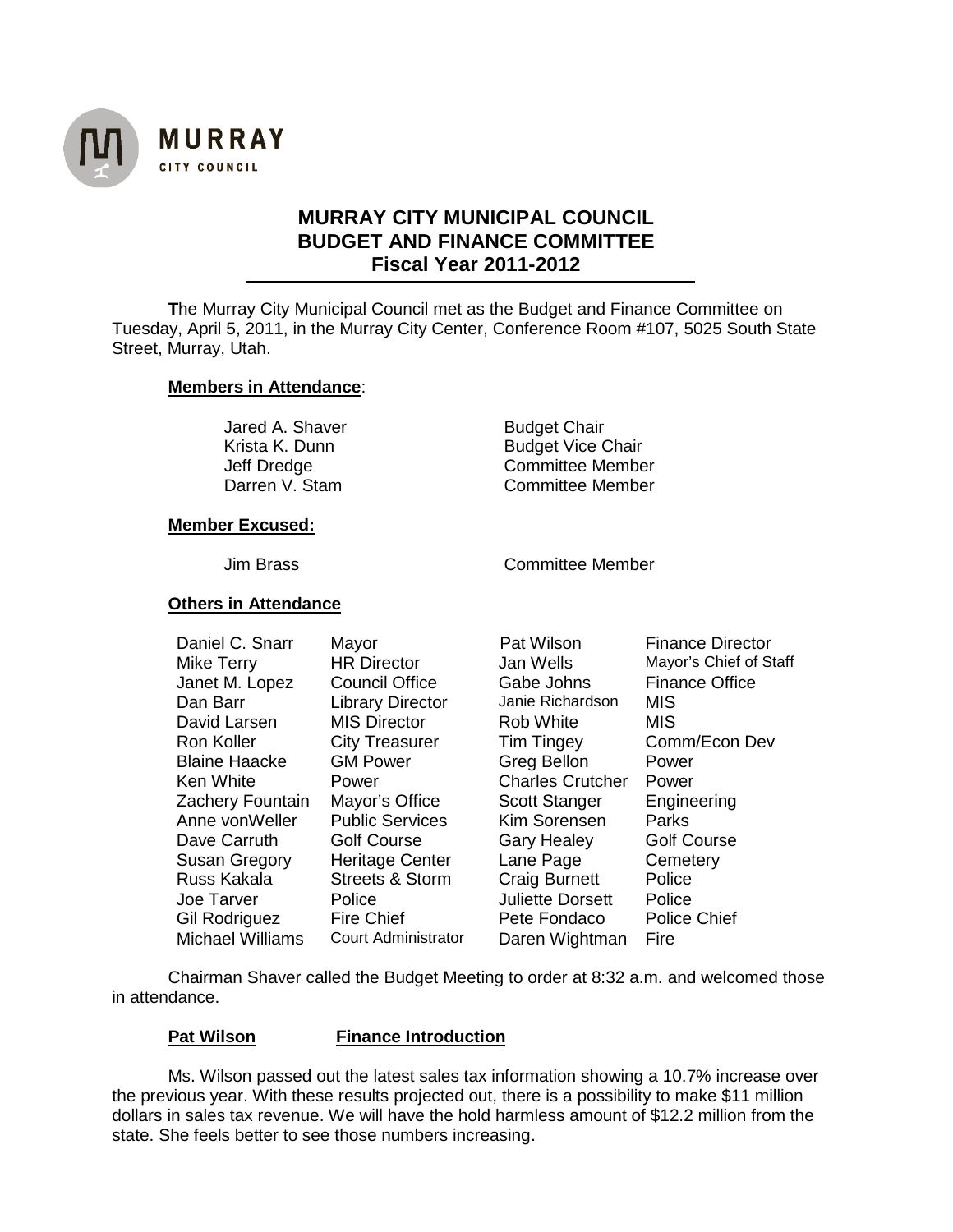MURRAY CITY COUNCIL

# MURRAY CITY MUNICIPAL COUNCIL BUDGET AND FINANCE COMMITTEE Fiscal Year 2011-2012

**T**he Murray City Municipal Council met as the Budget and Finance Committee on Tuesday, April 5, 2011, in the Murray City Center, Conference Room #107, 5025 South State Street, Murray, Utah.

**Members in Attendance**:

| | |
|---|---|
| Jared A. Shaver | Budget Chair |
| Krista K. Dunn | Budget Vice Chair |
| Jeff Dredge | Committee Member |
| Darren V. Stam | Committee Member |

**Member Excused:**

| | |
|---|---|
| Jim Brass | Committee Member |

**Others in Attendance**

| | | | |
|---|---|---|---|
| Daniel C. Snarr | Mayor | Pat Wilson | Finance Director |
| Mike Terry | HR Director | Jan Wells | Mayor's Chief of Staff |
| Janet M. Lopez | Council Office | Gabe Johns | Finance Office |
| Dan Barr | Library Director | Janie Richardson | MIS |
| David Larsen | MIS Director | Rob White | MIS |
| Ron Koller | City Treasurer | Tim Tingey | Comm/Econ Dev |
| Blaine Haacke | GM Power | Greg Bellon | Power |
| Ken White | Power | Charles Crutcher | Power |
| Zachery Fountain | Mayor's Office | Scott Stanger | Engineering |
| Anne vonWeller | Public Services | Kim Sorensen | Parks |
| Dave Carruth | Golf Course | Gary Healey | Golf Course |
| Susan Gregory | Heritage Center | Lane Page | Cemetery |
| Russ Kakala | Streets & Storm | Craig Burnett | Police |
| Joe Tarver | Police | Juliette Dorsett | Police |
| Gil Rodriguez | Fire Chief | Pete Fondaco | Police Chief |
| Michael Williams | Court Administrator | Daren Wightman | Fire |

Chairman Shaver called the Budget Meeting to order at 8:32 a.m. and welcomed those in attendance.

**Pat Wilson** **Finance Introduction**

Ms. Wilson passed out the latest sales tax information showing a 10.7% increase over the previous year. With these results projected out, there is a possibility to make $11 million dollars in sales tax revenue. We will have the hold harmless amount of $12.2 million from the state. She feels better to see those numbers increasing.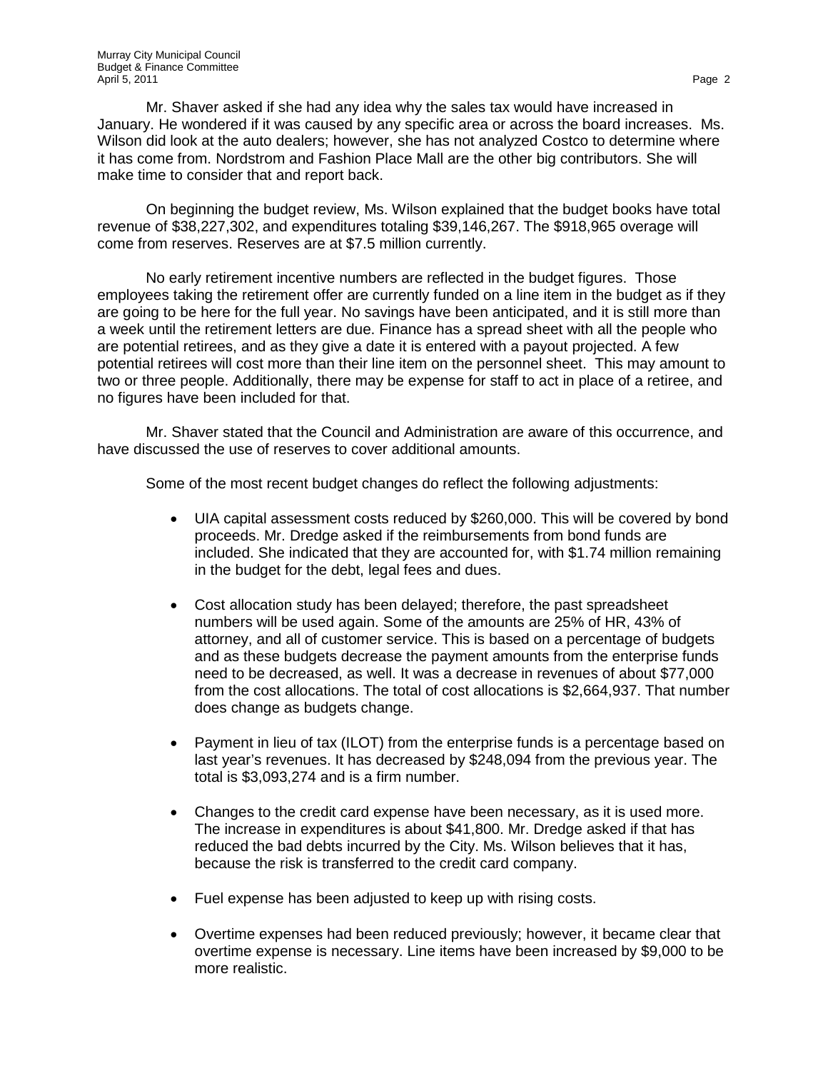Mr. Shaver asked if she had any idea why the sales tax would have increased in January. He wondered if it was caused by any specific area or across the board increases. Ms. Wilson did look at the auto dealers; however, she has not analyzed Costco to determine where it has come from. Nordstrom and Fashion Place Mall are the other big contributors. She will make time to consider that and report back.

On beginning the budget review, Ms. Wilson explained that the budget books have total revenue of $38,227,302, and expenditures totaling $39,146,267. The $918,965 overage will come from reserves. Reserves are at $7.5 million currently.

No early retirement incentive numbers are reflected in the budget figures. Those employees taking the retirement offer are currently funded on a line item in the budget as if they are going to be here for the full year. No savings have been anticipated, and it is still more than a week until the retirement letters are due. Finance has a spread sheet with all the people who are potential retirees, and as they give a date it is entered with a payout projected. A few potential retirees will cost more than their line item on the personnel sheet. This may amount to two or three people. Additionally, there may be expense for staff to act in place of a retiree, and no figures have been included for that.

Mr. Shaver stated that the Council and Administration are aware of this occurrence, and have discussed the use of reserves to cover additional amounts.

Some of the most recent budget changes do reflect the following adjustments:

- UIA capital assessment costs reduced by $260,000. This will be covered by bond proceeds. Mr. Dredge asked if the reimbursements from bond funds are included. She indicated that they are accounted for, with $1.74 million remaining in the budget for the debt, legal fees and dues.

- Cost allocation study has been delayed; therefore, the past spreadsheet numbers will be used again. Some of the amounts are 25% of HR, 43% of attorney, and all of customer service. This is based on a percentage of budgets and as these budgets decrease the payment amounts from the enterprise funds need to be decreased, as well. It was a decrease in revenues of about $77,000 from the cost allocations. The total of cost allocations is $2,664,937. That number does change as budgets change.

- Payment in lieu of tax (ILOT) from the enterprise funds is a percentage based on last year's revenues. It has decreased by $248,094 from the previous year. The total is $3,093,274 and is a firm number.

- Changes to the credit card expense have been necessary, as it is used more. The increase in expenditures is about $41,800. Mr. Dredge asked if that has reduced the bad debts incurred by the City. Ms. Wilson believes that it has, because the risk is transferred to the credit card company.

- Fuel expense has been adjusted to keep up with rising costs.

- Overtime expenses had been reduced previously; however, it became clear that overtime expense is necessary. Line items have been increased by $9,000 to be more realistic.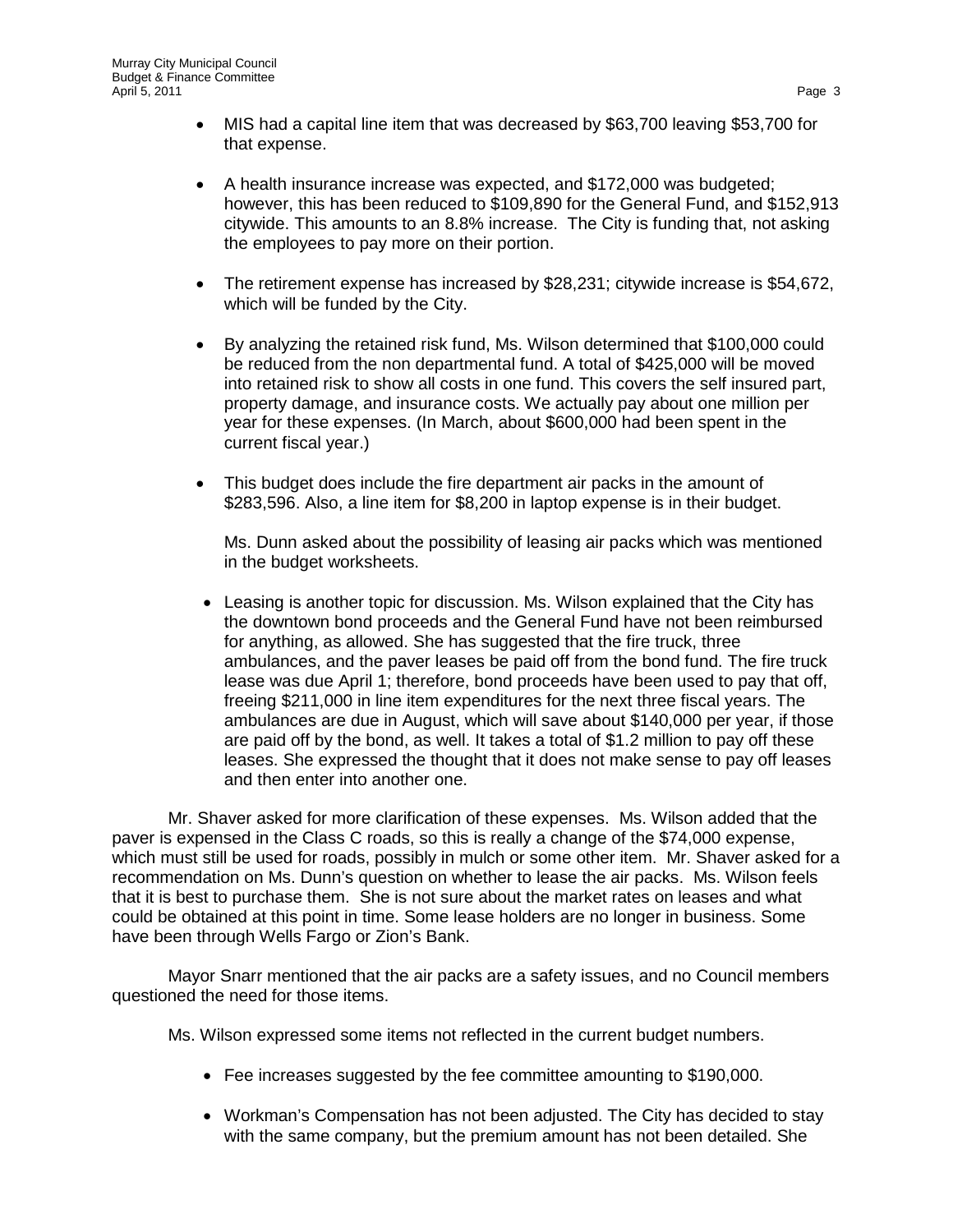- MIS had a capital line item that was decreased by $63,700 leaving $53,700 for that expense.

- A health insurance increase was expected, and $172,000 was budgeted; however, this has been reduced to $109,890 for the General Fund, and $152,913 citywide. This amounts to an 8.8% increase. The City is funding that, not asking the employees to pay more on their portion.

- The retirement expense has increased by $28,231; citywide increase is $54,672, which will be funded by the City.

- By analyzing the retained risk fund, Ms. Wilson determined that $100,000 could be reduced from the non departmental fund. A total of $425,000 will be moved into retained risk to show all costs in one fund. This covers the self insured part, property damage, and insurance costs. We actually pay about one million per year for these expenses. (In March, about $600,000 had been spent in the current fiscal year.)

- This budget does include the fire department air packs in the amount of $283,596. Also, a line item for $8,200 in laptop expense is in their budget.

  Ms. Dunn asked about the possibility of leasing air packs which was mentioned in the budget worksheets.

- Leasing is another topic for discussion. Ms. Wilson explained that the City has the downtown bond proceeds and the General Fund have not been reimbursed for anything, as allowed. She has suggested that the fire truck, three ambulances, and the paver leases be paid off from the bond fund. The fire truck lease was due April 1; therefore, bond proceeds have been used to pay that off, freeing $211,000 in line item expenditures for the next three fiscal years. The ambulances are due in August, which will save about $140,000 per year, if those are paid off by the bond, as well. It takes a total of $1.2 million to pay off these leases. She expressed the thought that it does not make sense to pay off leases and then enter into another one.

Mr. Shaver asked for more clarification of these expenses. Ms. Wilson added that the paver is expensed in the Class C roads, so this is really a change of the $74,000 expense, which must still be used for roads, possibly in mulch or some other item. Mr. Shaver asked for a recommendation on Ms. Dunn's question on whether to lease the air packs. Ms. Wilson feels that it is best to purchase them. She is not sure about the market rates on leases and what could be obtained at this point in time. Some lease holders are no longer in business. Some have been through Wells Fargo or Zion's Bank.

Mayor Snarr mentioned that the air packs are a safety issues, and no Council members questioned the need for those items.

Ms. Wilson expressed some items not reflected in the current budget numbers.

- Fee increases suggested by the fee committee amounting to $190,000.

- Workman's Compensation has not been adjusted. The City has decided to stay with the same company, but the premium amount has not been detailed. She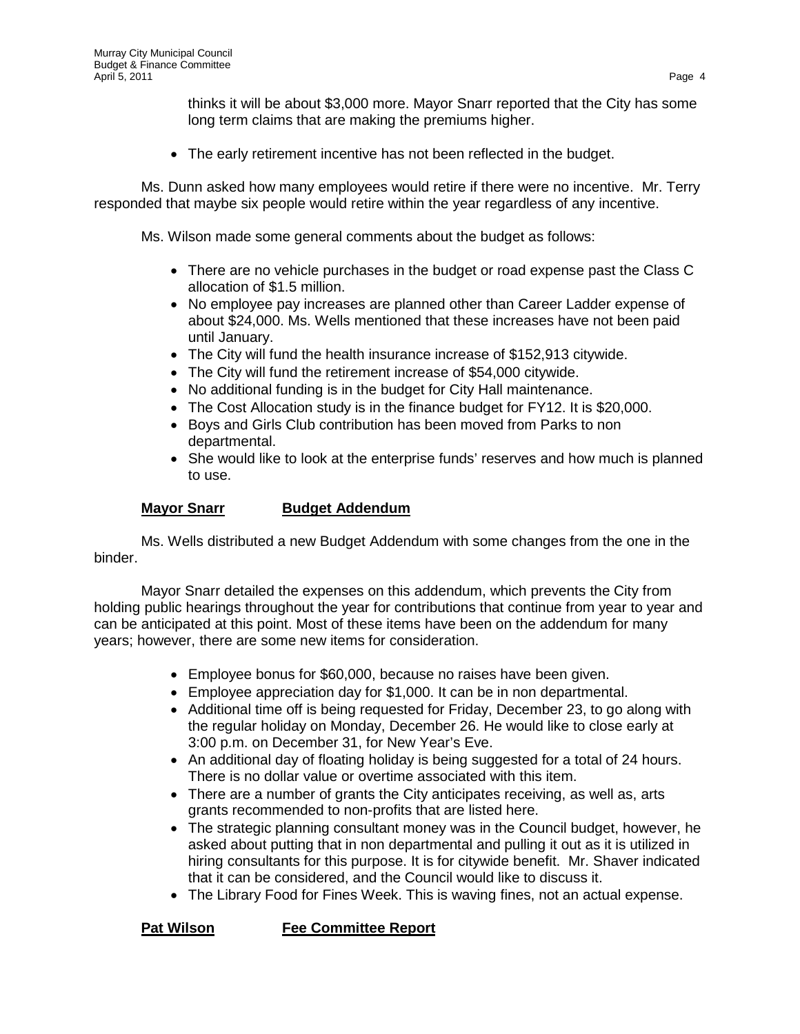thinks it will be about $3,000 more. Mayor Snarr reported that the City has some long term claims that are making the premiums higher.

- The early retirement incentive has not been reflected in the budget.

Ms. Dunn asked how many employees would retire if there were no incentive. Mr. Terry responded that maybe six people would retire within the year regardless of any incentive.

Ms. Wilson made some general comments about the budget as follows:

- There are no vehicle purchases in the budget or road expense past the Class C allocation of $1.5 million.
- No employee pay increases are planned other than Career Ladder expense of about $24,000. Ms. Wells mentioned that these increases have not been paid until January.
- The City will fund the health insurance increase of $152,913 citywide.
- The City will fund the retirement increase of $54,000 citywide.
- No additional funding is in the budget for City Hall maintenance.
- The Cost Allocation study is in the finance budget for FY12. It is $20,000.
- Boys and Girls Club contribution has been moved from Parks to non departmental.
- She would like to look at the enterprise funds' reserves and how much is planned to use.

**Mayor Snarr** **Budget Addendum**

Ms. Wells distributed a new Budget Addendum with some changes from the one in the binder.

Mayor Snarr detailed the expenses on this addendum, which prevents the City from holding public hearings throughout the year for contributions that continue from year to year and can be anticipated at this point. Most of these items have been on the addendum for many years; however, there are some new items for consideration.

- Employee bonus for $60,000, because no raises have been given.
- Employee appreciation day for $1,000. It can be in non departmental.
- Additional time off is being requested for Friday, December 23, to go along with the regular holiday on Monday, December 26. He would like to close early at 3:00 p.m. on December 31, for New Year's Eve.
- An additional day of floating holiday is being suggested for a total of 24 hours. There is no dollar value or overtime associated with this item.
- There are a number of grants the City anticipates receiving, as well as, arts grants recommended to non-profits that are listed here.
- The strategic planning consultant money was in the Council budget, however, he asked about putting that in non departmental and pulling it out as it is utilized in hiring consultants for this purpose. It is for citywide benefit. Mr. Shaver indicated that it can be considered, and the Council would like to discuss it.
- The Library Food for Fines Week. This is waving fines, not an actual expense.

**Pat Wilson** **Fee Committee Report**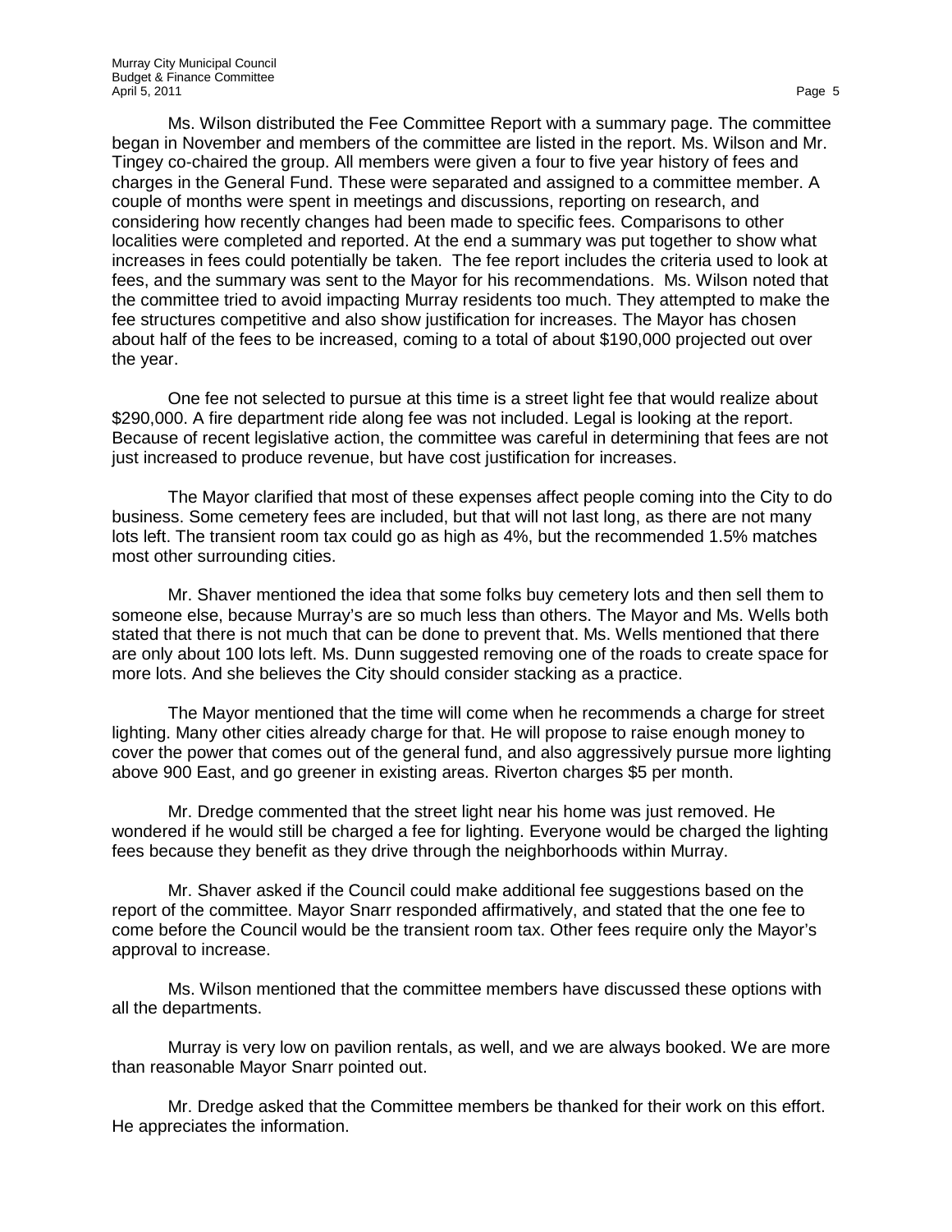Ms. Wilson distributed the Fee Committee Report with a summary page. The committee began in November and members of the committee are listed in the report. Ms. Wilson and Mr. Tingey co-chaired the group. All members were given a four to five year history of fees and charges in the General Fund. These were separated and assigned to a committee member. A couple of months were spent in meetings and discussions, reporting on research, and considering how recently changes had been made to specific fees. Comparisons to other localities were completed and reported. At the end a summary was put together to show what increases in fees could potentially be taken. The fee report includes the criteria used to look at fees, and the summary was sent to the Mayor for his recommendations. Ms. Wilson noted that the committee tried to avoid impacting Murray residents too much. They attempted to make the fee structures competitive and also show justification for increases. The Mayor has chosen about half of the fees to be increased, coming to a total of about $190,000 projected out over the year.

One fee not selected to pursue at this time is a street light fee that would realize about $290,000. A fire department ride along fee was not included. Legal is looking at the report. Because of recent legislative action, the committee was careful in determining that fees are not just increased to produce revenue, but have cost justification for increases.

The Mayor clarified that most of these expenses affect people coming into the City to do business. Some cemetery fees are included, but that will not last long, as there are not many lots left. The transient room tax could go as high as 4%, but the recommended 1.5% matches most other surrounding cities.

Mr. Shaver mentioned the idea that some folks buy cemetery lots and then sell them to someone else, because Murray's are so much less than others. The Mayor and Ms. Wells both stated that there is not much that can be done to prevent that. Ms. Wells mentioned that there are only about 100 lots left. Ms. Dunn suggested removing one of the roads to create space for more lots. And she believes the City should consider stacking as a practice.

The Mayor mentioned that the time will come when he recommends a charge for street lighting. Many other cities already charge for that. He will propose to raise enough money to cover the power that comes out of the general fund, and also aggressively pursue more lighting above 900 East, and go greener in existing areas. Riverton charges $5 per month.

Mr. Dredge commented that the street light near his home was just removed. He wondered if he would still be charged a fee for lighting. Everyone would be charged the lighting fees because they benefit as they drive through the neighborhoods within Murray.

Mr. Shaver asked if the Council could make additional fee suggestions based on the report of the committee. Mayor Snarr responded affirmatively, and stated that the one fee to come before the Council would be the transient room tax. Other fees require only the Mayor's approval to increase.

Ms. Wilson mentioned that the committee members have discussed these options with all the departments.

Murray is very low on pavilion rentals, as well, and we are always booked. We are more than reasonable Mayor Snarr pointed out.

Mr. Dredge asked that the Committee members be thanked for their work on this effort. He appreciates the information.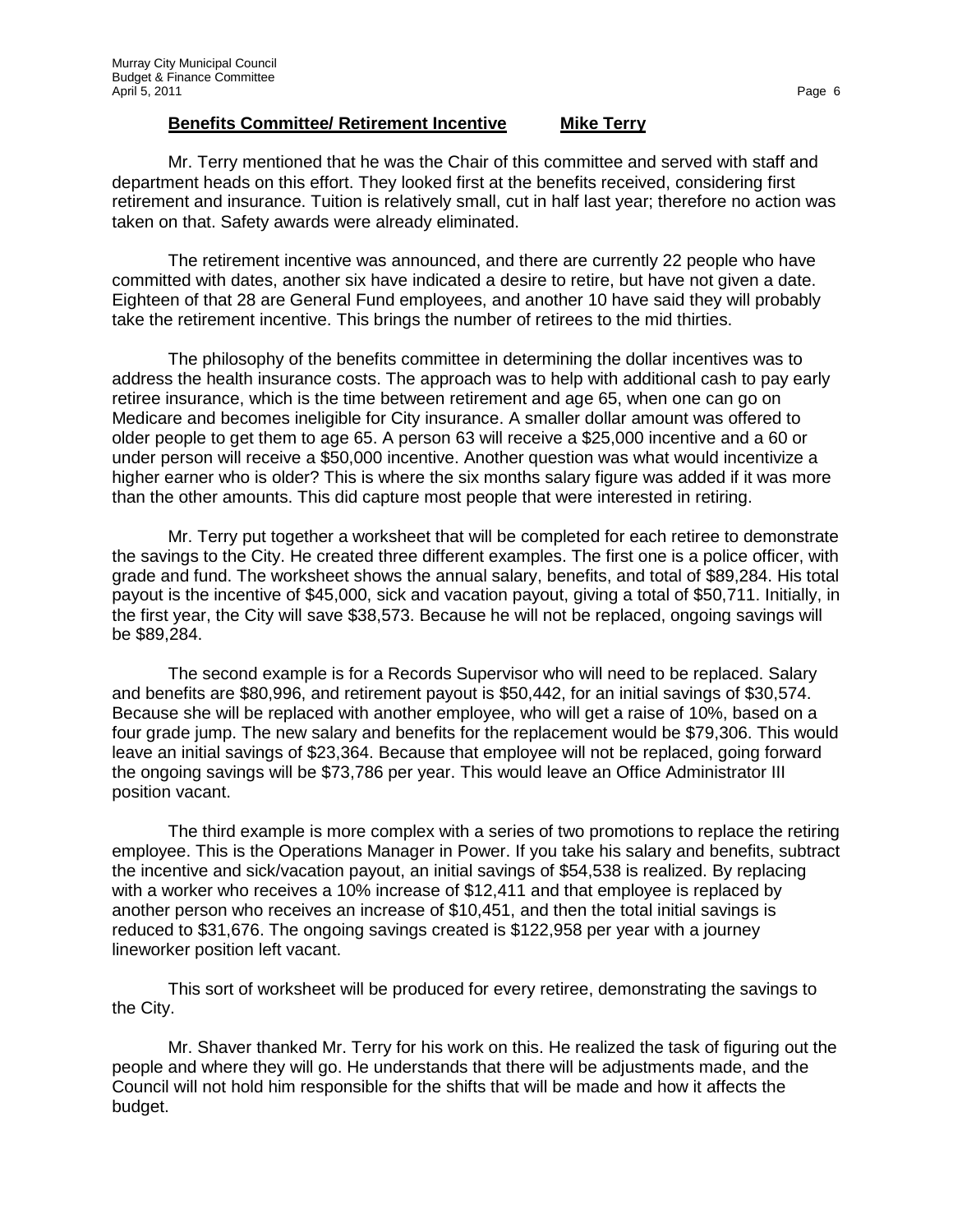**Benefits Committee/ Retirement Incentive    Mike Terry**

Mr. Terry mentioned that he was the Chair of this committee and served with staff and department heads on this effort. They looked first at the benefits received, considering first retirement and insurance. Tuition is relatively small, cut in half last year; therefore no action was taken on that. Safety awards were already eliminated.

The retirement incentive was announced, and there are currently 22 people who have committed with dates, another six have indicated a desire to retire, but have not given a date. Eighteen of that 28 are General Fund employees, and another 10 have said they will probably take the retirement incentive. This brings the number of retirees to the mid thirties.

The philosophy of the benefits committee in determining the dollar incentives was to address the health insurance costs. The approach was to help with additional cash to pay early retiree insurance, which is the time between retirement and age 65, when one can go on Medicare and becomes ineligible for City insurance. A smaller dollar amount was offered to older people to get them to age 65. A person 63 will receive a $25,000 incentive and a 60 or under person will receive a $50,000 incentive. Another question was what would incentivize a higher earner who is older? This is where the six months salary figure was added if it was more than the other amounts. This did capture most people that were interested in retiring.

Mr. Terry put together a worksheet that will be completed for each retiree to demonstrate the savings to the City. He created three different examples. The first one is a police officer, with grade and fund. The worksheet shows the annual salary, benefits, and total of $89,284. His total payout is the incentive of $45,000, sick and vacation payout, giving a total of $50,711. Initially, in the first year, the City will save $38,573. Because he will not be replaced, ongoing savings will be $89,284.

The second example is for a Records Supervisor who will need to be replaced. Salary and benefits are $80,996, and retirement payout is $50,442, for an initial savings of $30,574. Because she will be replaced with another employee, who will get a raise of 10%, based on a four grade jump. The new salary and benefits for the replacement would be $79,306. This would leave an initial savings of $23,364. Because that employee will not be replaced, going forward the ongoing savings will be $73,786 per year. This would leave an Office Administrator III position vacant.

The third example is more complex with a series of two promotions to replace the retiring employee. This is the Operations Manager in Power. If you take his salary and benefits, subtract the incentive and sick/vacation payout, an initial savings of $54,538 is realized. By replacing with a worker who receives a 10% increase of $12,411 and that employee is replaced by another person who receives an increase of $10,451, and then the total initial savings is reduced to $31,676. The ongoing savings created is $122,958 per year with a journey lineworker position left vacant.

This sort of worksheet will be produced for every retiree, demonstrating the savings to the City.

Mr. Shaver thanked Mr. Terry for his work on this. He realized the task of figuring out the people and where they will go. He understands that there will be adjustments made, and the Council will not hold him responsible for the shifts that will be made and how it affects the budget.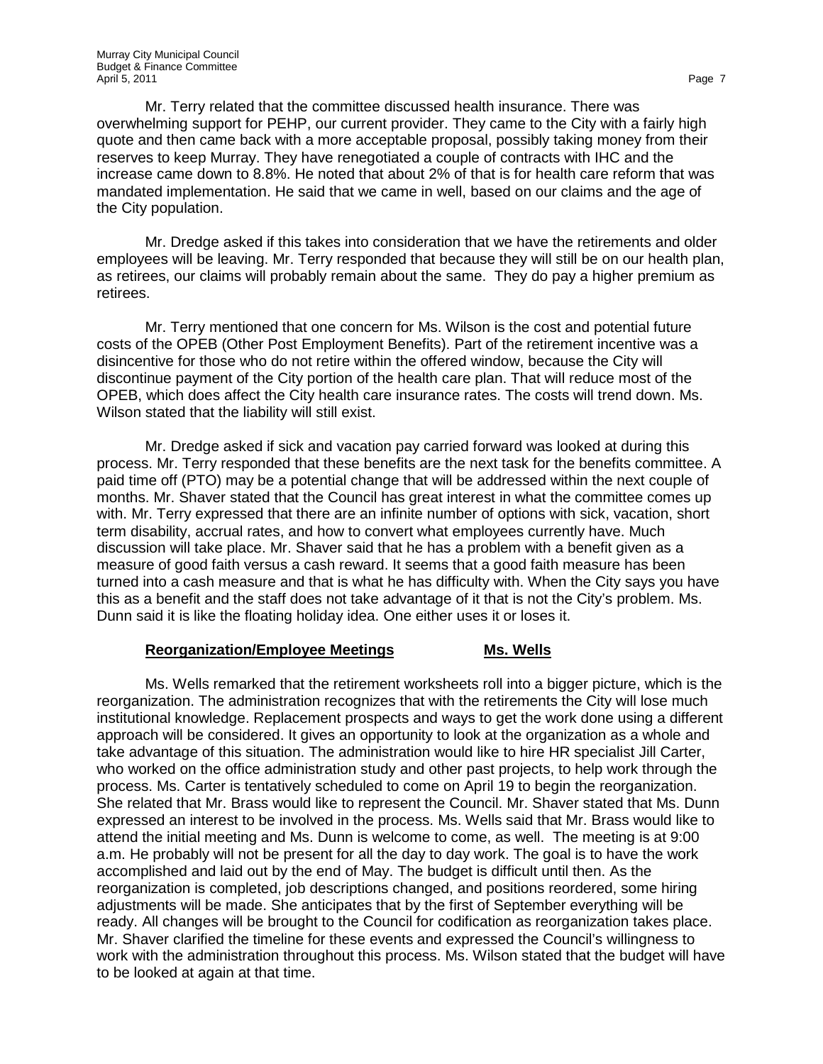Mr. Terry related that the committee discussed health insurance. There was overwhelming support for PEHP, our current provider. They came to the City with a fairly high quote and then came back with a more acceptable proposal, possibly taking money from their reserves to keep Murray. They have renegotiated a couple of contracts with IHC and the increase came down to 8.8%. He noted that about 2% of that is for health care reform that was mandated implementation. He said that we came in well, based on our claims and the age of the City population.

Mr. Dredge asked if this takes into consideration that we have the retirements and older employees will be leaving. Mr. Terry responded that because they will still be on our health plan, as retirees, our claims will probably remain about the same. They do pay a higher premium as retirees.

Mr. Terry mentioned that one concern for Ms. Wilson is the cost and potential future costs of the OPEB (Other Post Employment Benefits). Part of the retirement incentive was a disincentive for those who do not retire within the offered window, because the City will discontinue payment of the City portion of the health care plan. That will reduce most of the OPEB, which does affect the City health care insurance rates. The costs will trend down. Ms. Wilson stated that the liability will still exist.

Mr. Dredge asked if sick and vacation pay carried forward was looked at during this process. Mr. Terry responded that these benefits are the next task for the benefits committee. A paid time off (PTO) may be a potential change that will be addressed within the next couple of months. Mr. Shaver stated that the Council has great interest in what the committee comes up with. Mr. Terry expressed that there are an infinite number of options with sick, vacation, short term disability, accrual rates, and how to convert what employees currently have. Much discussion will take place. Mr. Shaver said that he has a problem with a benefit given as a measure of good faith versus a cash reward. It seems that a good faith measure has been turned into a cash measure and that is what he has difficulty with. When the City says you have this as a benefit and the staff does not take advantage of it that is not the City's problem. Ms. Dunn said it is like the floating holiday idea. One either uses it or loses it.

**Reorganization/Employee Meetings** **Ms. Wells**

Ms. Wells remarked that the retirement worksheets roll into a bigger picture, which is the reorganization. The administration recognizes that with the retirements the City will lose much institutional knowledge. Replacement prospects and ways to get the work done using a different approach will be considered. It gives an opportunity to look at the organization as a whole and take advantage of this situation. The administration would like to hire HR specialist Jill Carter, who worked on the office administration study and other past projects, to help work through the process. Ms. Carter is tentatively scheduled to come on April 19 to begin the reorganization. She related that Mr. Brass would like to represent the Council. Mr. Shaver stated that Ms. Dunn expressed an interest to be involved in the process. Ms. Wells said that Mr. Brass would like to attend the initial meeting and Ms. Dunn is welcome to come, as well. The meeting is at 9:00 a.m. He probably will not be present for all the day to day work. The goal is to have the work accomplished and laid out by the end of May. The budget is difficult until then. As the reorganization is completed, job descriptions changed, and positions reordered, some hiring adjustments will be made. She anticipates that by the first of September everything will be ready. All changes will be brought to the Council for codification as reorganization takes place. Mr. Shaver clarified the timeline for these events and expressed the Council's willingness to work with the administration throughout this process. Ms. Wilson stated that the budget will have to be looked at again at that time.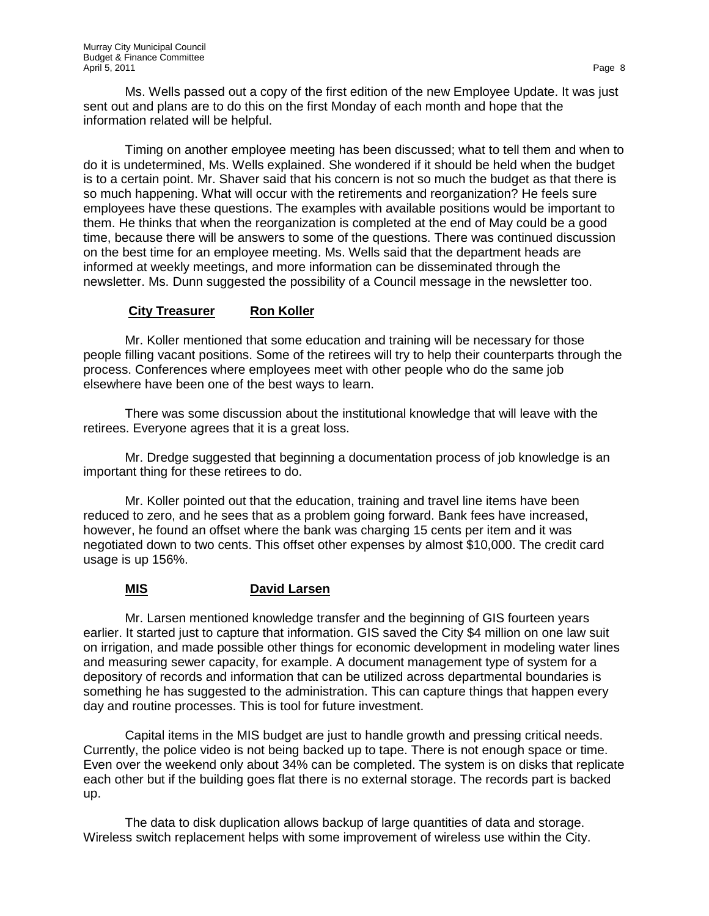Ms. Wells passed out a copy of the first edition of the new Employee Update. It was just sent out and plans are to do this on the first Monday of each month and hope that the information related will be helpful.

Timing on another employee meeting has been discussed; what to tell them and when to do it is undetermined, Ms. Wells explained. She wondered if it should be held when the budget is to a certain point. Mr. Shaver said that his concern is not so much the budget as that there is so much happening. What will occur with the retirements and reorganization? He feels sure employees have these questions. The examples with available positions would be important to them. He thinks that when the reorganization is completed at the end of May could be a good time, because there will be answers to some of the questions. There was continued discussion on the best time for an employee meeting. Ms. Wells said that the department heads are informed at weekly meetings, and more information can be disseminated through the newsletter. Ms. Dunn suggested the possibility of a Council message in the newsletter too.

**<u>City Treasurer</u>** **<u>Ron Koller</u>**

Mr. Koller mentioned that some education and training will be necessary for those people filling vacant positions. Some of the retirees will try to help their counterparts through the process. Conferences where employees meet with other people who do the same job elsewhere have been one of the best ways to learn.

There was some discussion about the institutional knowledge that will leave with the retirees. Everyone agrees that it is a great loss.

Mr. Dredge suggested that beginning a documentation process of job knowledge is an important thing for these retirees to do.

Mr. Koller pointed out that the education, training and travel line items have been reduced to zero, and he sees that as a problem going forward. Bank fees have increased, however, he found an offset where the bank was charging 15 cents per item and it was negotiated down to two cents. This offset other expenses by almost $10,000. The credit card usage is up 156%.

**<u>MIS</u>** **<u>David Larsen</u>**

Mr. Larsen mentioned knowledge transfer and the beginning of GIS fourteen years earlier. It started just to capture that information. GIS saved the City $4 million on one law suit on irrigation, and made possible other things for economic development in modeling water lines and measuring sewer capacity, for example. A document management type of system for a depository of records and information that can be utilized across departmental boundaries is something he has suggested to the administration. This can capture things that happen every day and routine processes. This is tool for future investment.

Capital items in the MIS budget are just to handle growth and pressing critical needs. Currently, the police video is not being backed up to tape. There is not enough space or time. Even over the weekend only about 34% can be completed. The system is on disks that replicate each other but if the building goes flat there is no external storage. The records part is backed up.

The data to disk duplication allows backup of large quantities of data and storage. Wireless switch replacement helps with some improvement of wireless use within the City.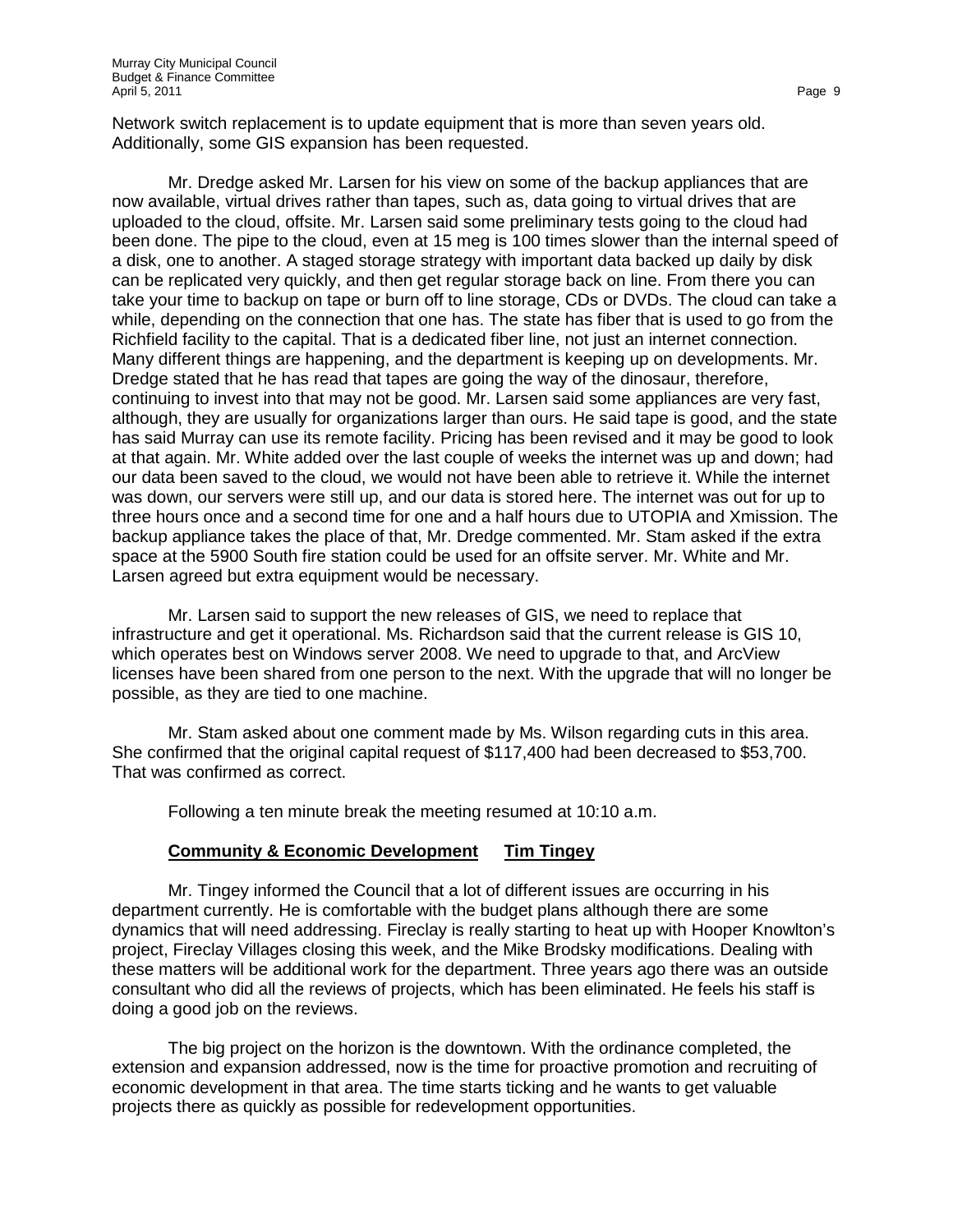Network switch replacement is to update equipment that is more than seven years old. Additionally, some GIS expansion has been requested.

Mr. Dredge asked Mr. Larsen for his view on some of the backup appliances that are now available, virtual drives rather than tapes, such as, data going to virtual drives that are uploaded to the cloud, offsite. Mr. Larsen said some preliminary tests going to the cloud had been done. The pipe to the cloud, even at 15 meg is 100 times slower than the internal speed of a disk, one to another. A staged storage strategy with important data backed up daily by disk can be replicated very quickly, and then get regular storage back on line. From there you can take your time to backup on tape or burn off to line storage, CDs or DVDs. The cloud can take a while, depending on the connection that one has. The state has fiber that is used to go from the Richfield facility to the capital. That is a dedicated fiber line, not just an internet connection. Many different things are happening, and the department is keeping up on developments. Mr. Dredge stated that he has read that tapes are going the way of the dinosaur, therefore, continuing to invest into that may not be good. Mr. Larsen said some appliances are very fast, although, they are usually for organizations larger than ours. He said tape is good, and the state has said Murray can use its remote facility. Pricing has been revised and it may be good to look at that again. Mr. White added over the last couple of weeks the internet was up and down; had our data been saved to the cloud, we would not have been able to retrieve it. While the internet was down, our servers were still up, and our data is stored here. The internet was out for up to three hours once and a second time for one and a half hours due to UTOPIA and Xmission. The backup appliance takes the place of that, Mr. Dredge commented. Mr. Stam asked if the extra space at the 5900 South fire station could be used for an offsite server. Mr. White and Mr. Larsen agreed but extra equipment would be necessary.

Mr. Larsen said to support the new releases of GIS, we need to replace that infrastructure and get it operational. Ms. Richardson said that the current release is GIS 10, which operates best on Windows server 2008. We need to upgrade to that, and ArcView licenses have been shared from one person to the next. With the upgrade that will no longer be possible, as they are tied to one machine.

Mr. Stam asked about one comment made by Ms. Wilson regarding cuts in this area. She confirmed that the original capital request of $117,400 had been decreased to $53,700. That was confirmed as correct.

Following a ten minute break the meeting resumed at 10:10 a.m.

**Community & Economic Development     Tim Tingey**

Mr. Tingey informed the Council that a lot of different issues are occurring in his department currently. He is comfortable with the budget plans although there are some dynamics that will need addressing. Fireclay is really starting to heat up with Hooper Knowlton's project, Fireclay Villages closing this week, and the Mike Brodsky modifications. Dealing with these matters will be additional work for the department. Three years ago there was an outside consultant who did all the reviews of projects, which has been eliminated. He feels his staff is doing a good job on the reviews.

The big project on the horizon is the downtown. With the ordinance completed, the extension and expansion addressed, now is the time for proactive promotion and recruiting of economic development in that area. The time starts ticking and he wants to get valuable projects there as quickly as possible for redevelopment opportunities.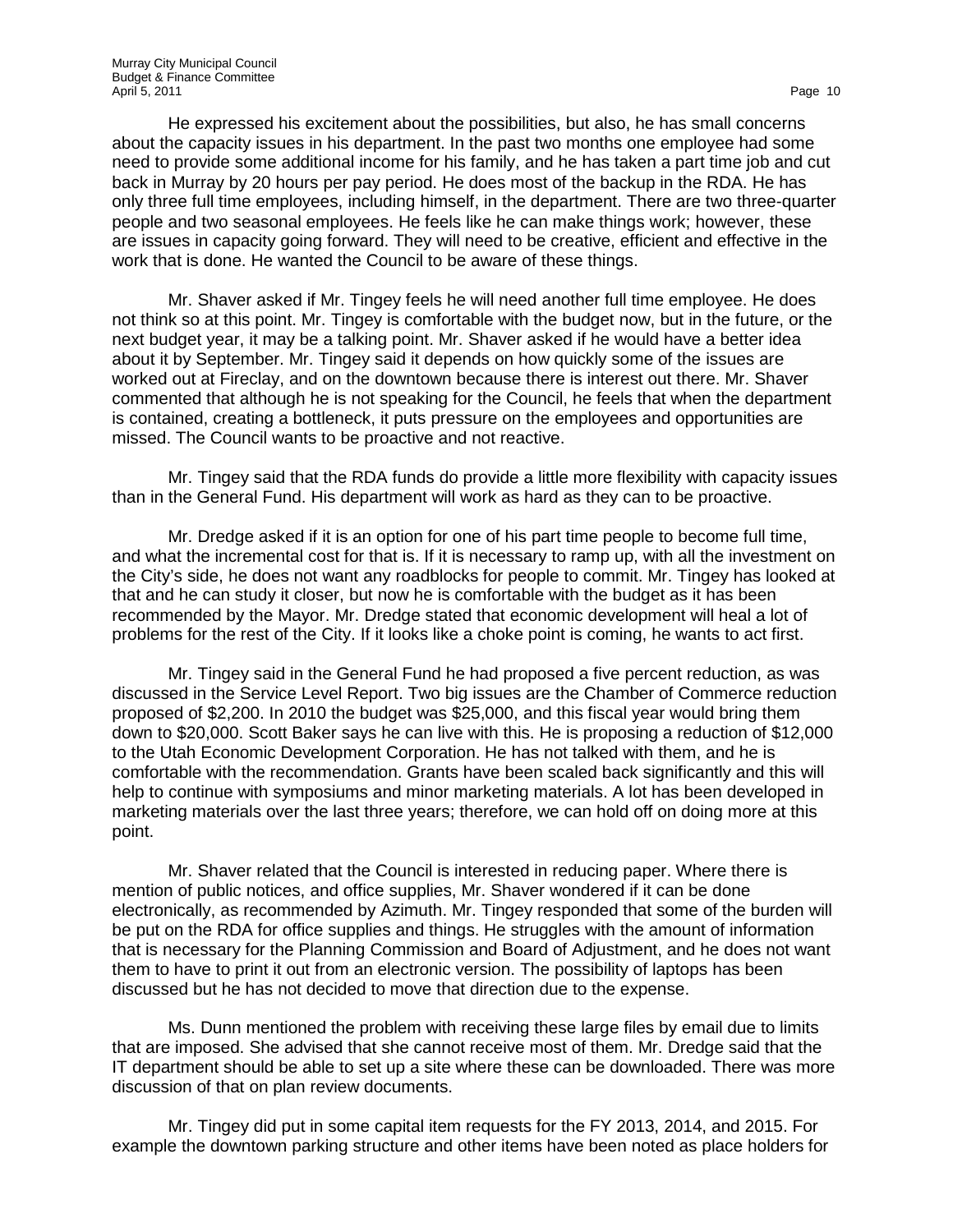He expressed his excitement about the possibilities, but also, he has small concerns about the capacity issues in his department. In the past two months one employee had some need to provide some additional income for his family, and he has taken a part time job and cut back in Murray by 20 hours per pay period. He does most of the backup in the RDA. He has only three full time employees, including himself, in the department. There are two three-quarter people and two seasonal employees. He feels like he can make things work; however, these are issues in capacity going forward. They will need to be creative, efficient and effective in the work that is done. He wanted the Council to be aware of these things.

Mr. Shaver asked if Mr. Tingey feels he will need another full time employee. He does not think so at this point. Mr. Tingey is comfortable with the budget now, but in the future, or the next budget year, it may be a talking point. Mr. Shaver asked if he would have a better idea about it by September. Mr. Tingey said it depends on how quickly some of the issues are worked out at Fireclay, and on the downtown because there is interest out there. Mr. Shaver commented that although he is not speaking for the Council, he feels that when the department is contained, creating a bottleneck, it puts pressure on the employees and opportunities are missed. The Council wants to be proactive and not reactive.

Mr. Tingey said that the RDA funds do provide a little more flexibility with capacity issues than in the General Fund. His department will work as hard as they can to be proactive.

Mr. Dredge asked if it is an option for one of his part time people to become full time, and what the incremental cost for that is. If it is necessary to ramp up, with all the investment on the City's side, he does not want any roadblocks for people to commit. Mr. Tingey has looked at that and he can study it closer, but now he is comfortable with the budget as it has been recommended by the Mayor. Mr. Dredge stated that economic development will heal a lot of problems for the rest of the City. If it looks like a choke point is coming, he wants to act first.

Mr. Tingey said in the General Fund he had proposed a five percent reduction, as was discussed in the Service Level Report. Two big issues are the Chamber of Commerce reduction proposed of $2,200. In 2010 the budget was $25,000, and this fiscal year would bring them down to $20,000. Scott Baker says he can live with this. He is proposing a reduction of $12,000 to the Utah Economic Development Corporation. He has not talked with them, and he is comfortable with the recommendation. Grants have been scaled back significantly and this will help to continue with symposiums and minor marketing materials. A lot has been developed in marketing materials over the last three years; therefore, we can hold off on doing more at this point.

Mr. Shaver related that the Council is interested in reducing paper. Where there is mention of public notices, and office supplies, Mr. Shaver wondered if it can be done electronically, as recommended by Azimuth. Mr. Tingey responded that some of the burden will be put on the RDA for office supplies and things. He struggles with the amount of information that is necessary for the Planning Commission and Board of Adjustment, and he does not want them to have to print it out from an electronic version. The possibility of laptops has been discussed but he has not decided to move that direction due to the expense.

Ms. Dunn mentioned the problem with receiving these large files by email due to limits that are imposed. She advised that she cannot receive most of them. Mr. Dredge said that the IT department should be able to set up a site where these can be downloaded. There was more discussion of that on plan review documents.

Mr. Tingey did put in some capital item requests for the FY 2013, 2014, and 2015. For example the downtown parking structure and other items have been noted as place holders for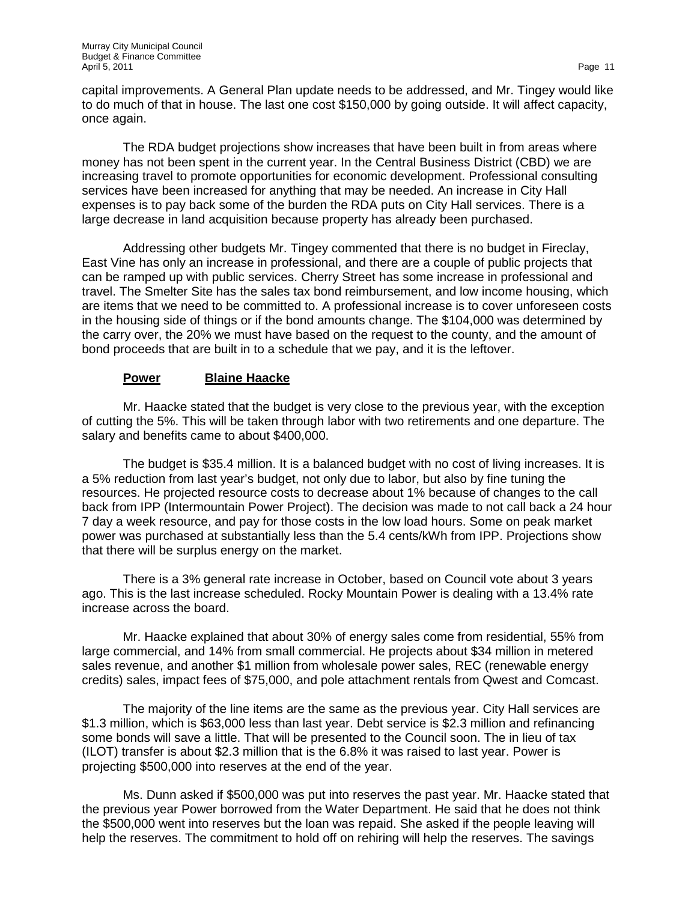capital improvements. A General Plan update needs to be addressed, and Mr. Tingey would like to do much of that in house. The last one cost $150,000 by going outside. It will affect capacity, once again.

The RDA budget projections show increases that have been built in from areas where money has not been spent in the current year. In the Central Business District (CBD) we are increasing travel to promote opportunities for economic development. Professional consulting services have been increased for anything that may be needed. An increase in City Hall expenses is to pay back some of the burden the RDA puts on City Hall services. There is a large decrease in land acquisition because property has already been purchased.

Addressing other budgets Mr. Tingey commented that there is no budget in Fireclay, East Vine has only an increase in professional, and there are a couple of public projects that can be ramped up with public services. Cherry Street has some increase in professional and travel. The Smelter Site has the sales tax bond reimbursement, and low income housing, which are items that we need to be committed to. A professional increase is to cover unforeseen costs in the housing side of things or if the bond amounts change. The $104,000 was determined by the carry over, the 20% we must have based on the request to the county, and the amount of bond proceeds that are built in to a schedule that we pay, and it is the leftover.

**Power** **Blaine Haacke**

Mr. Haacke stated that the budget is very close to the previous year, with the exception of cutting the 5%. This will be taken through labor with two retirements and one departure. The salary and benefits came to about $400,000.

The budget is $35.4 million. It is a balanced budget with no cost of living increases. It is a 5% reduction from last year's budget, not only due to labor, but also by fine tuning the resources. He projected resource costs to decrease about 1% because of changes to the call back from IPP (Intermountain Power Project). The decision was made to not call back a 24 hour 7 day a week resource, and pay for those costs in the low load hours. Some on peak market power was purchased at substantially less than the 5.4 cents/kWh from IPP. Projections show that there will be surplus energy on the market.

There is a 3% general rate increase in October, based on Council vote about 3 years ago. This is the last increase scheduled. Rocky Mountain Power is dealing with a 13.4% rate increase across the board.

Mr. Haacke explained that about 30% of energy sales come from residential, 55% from large commercial, and 14% from small commercial. He projects about $34 million in metered sales revenue, and another $1 million from wholesale power sales, REC (renewable energy credits) sales, impact fees of $75,000, and pole attachment rentals from Qwest and Comcast.

The majority of the line items are the same as the previous year. City Hall services are $1.3 million, which is $63,000 less than last year. Debt service is $2.3 million and refinancing some bonds will save a little. That will be presented to the Council soon. The in lieu of tax (ILOT) transfer is about $2.3 million that is the 6.8% it was raised to last year. Power is projecting $500,000 into reserves at the end of the year.

Ms. Dunn asked if $500,000 was put into reserves the past year. Mr. Haacke stated that the previous year Power borrowed from the Water Department. He said that he does not think the $500,000 went into reserves but the loan was repaid. She asked if the people leaving will help the reserves. The commitment to hold off on rehiring will help the reserves. The savings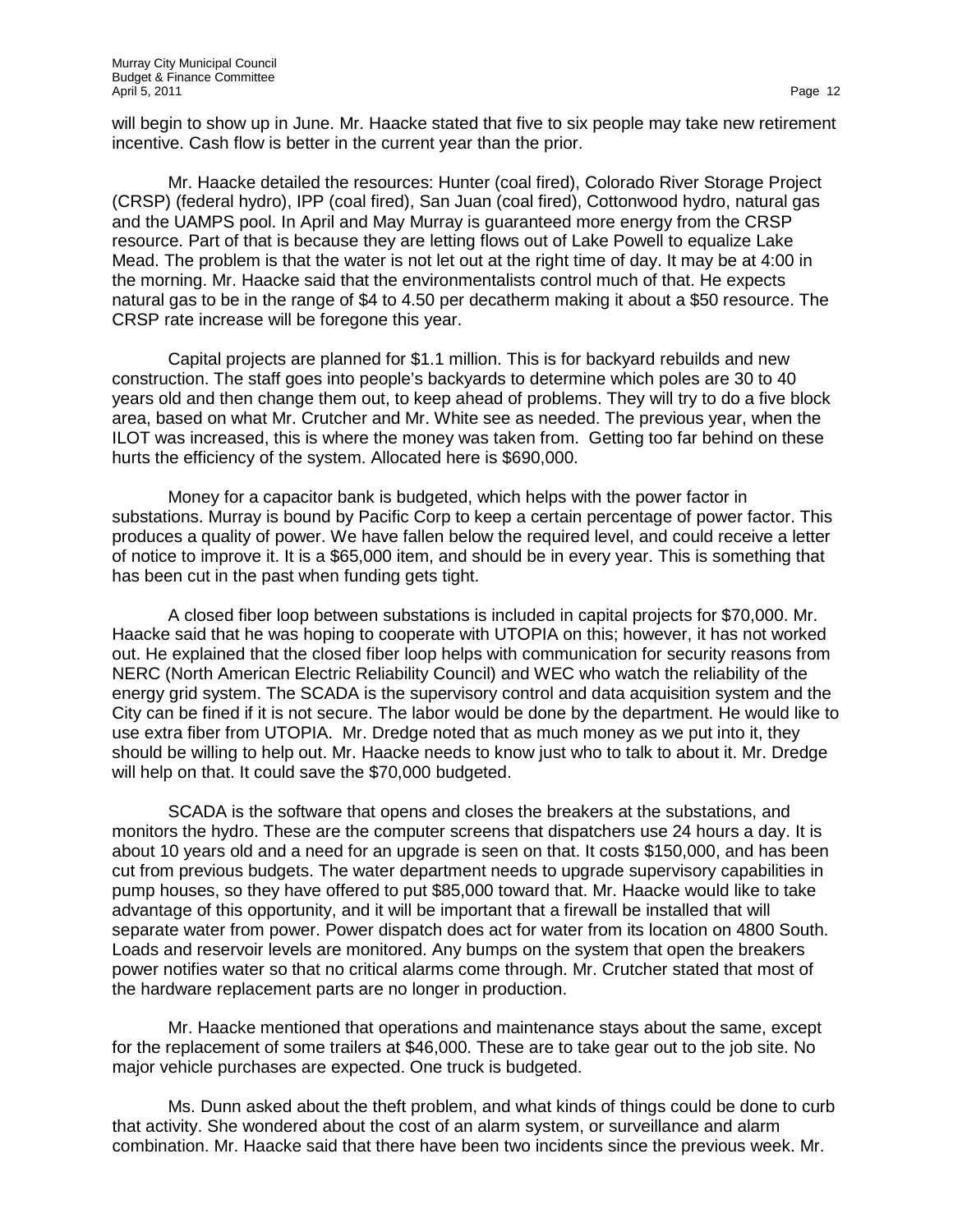will begin to show up in June. Mr. Haacke stated that five to six people may take new retirement incentive. Cash flow is better in the current year than the prior.

Mr. Haacke detailed the resources: Hunter (coal fired), Colorado River Storage Project (CRSP) (federal hydro), IPP (coal fired), San Juan (coal fired), Cottonwood hydro, natural gas and the UAMPS pool. In April and May Murray is guaranteed more energy from the CRSP resource. Part of that is because they are letting flows out of Lake Powell to equalize Lake Mead. The problem is that the water is not let out at the right time of day. It may be at 4:00 in the morning. Mr. Haacke said that the environmentalists control much of that. He expects natural gas to be in the range of $4 to 4.50 per decatherm making it about a $50 resource. The CRSP rate increase will be foregone this year.

Capital projects are planned for $1.1 million. This is for backyard rebuilds and new construction. The staff goes into people's backyards to determine which poles are 30 to 40 years old and then change them out, to keep ahead of problems. They will try to do a five block area, based on what Mr. Crutcher and Mr. White see as needed. The previous year, when the ILOT was increased, this is where the money was taken from. Getting too far behind on these hurts the efficiency of the system. Allocated here is $690,000.

Money for a capacitor bank is budgeted, which helps with the power factor in substations. Murray is bound by Pacific Corp to keep a certain percentage of power factor. This produces a quality of power. We have fallen below the required level, and could receive a letter of notice to improve it. It is a $65,000 item, and should be in every year. This is something that has been cut in the past when funding gets tight.

A closed fiber loop between substations is included in capital projects for $70,000. Mr. Haacke said that he was hoping to cooperate with UTOPIA on this; however, it has not worked out. He explained that the closed fiber loop helps with communication for security reasons from NERC (North American Electric Reliability Council) and WEC who watch the reliability of the energy grid system. The SCADA is the supervisory control and data acquisition system and the City can be fined if it is not secure. The labor would be done by the department. He would like to use extra fiber from UTOPIA. Mr. Dredge noted that as much money as we put into it, they should be willing to help out. Mr. Haacke needs to know just who to talk to about it. Mr. Dredge will help on that. It could save the $70,000 budgeted.

SCADA is the software that opens and closes the breakers at the substations, and monitors the hydro. These are the computer screens that dispatchers use 24 hours a day. It is about 10 years old and a need for an upgrade is seen on that. It costs $150,000, and has been cut from previous budgets. The water department needs to upgrade supervisory capabilities in pump houses, so they have offered to put $85,000 toward that. Mr. Haacke would like to take advantage of this opportunity, and it will be important that a firewall be installed that will separate water from power. Power dispatch does act for water from its location on 4800 South. Loads and reservoir levels are monitored. Any bumps on the system that open the breakers power notifies water so that no critical alarms come through. Mr. Crutcher stated that most of the hardware replacement parts are no longer in production.

Mr. Haacke mentioned that operations and maintenance stays about the same, except for the replacement of some trailers at $46,000. These are to take gear out to the job site. No major vehicle purchases are expected. One truck is budgeted.

Ms. Dunn asked about the theft problem, and what kinds of things could be done to curb that activity. She wondered about the cost of an alarm system, or surveillance and alarm combination. Mr. Haacke said that there have been two incidents since the previous week. Mr.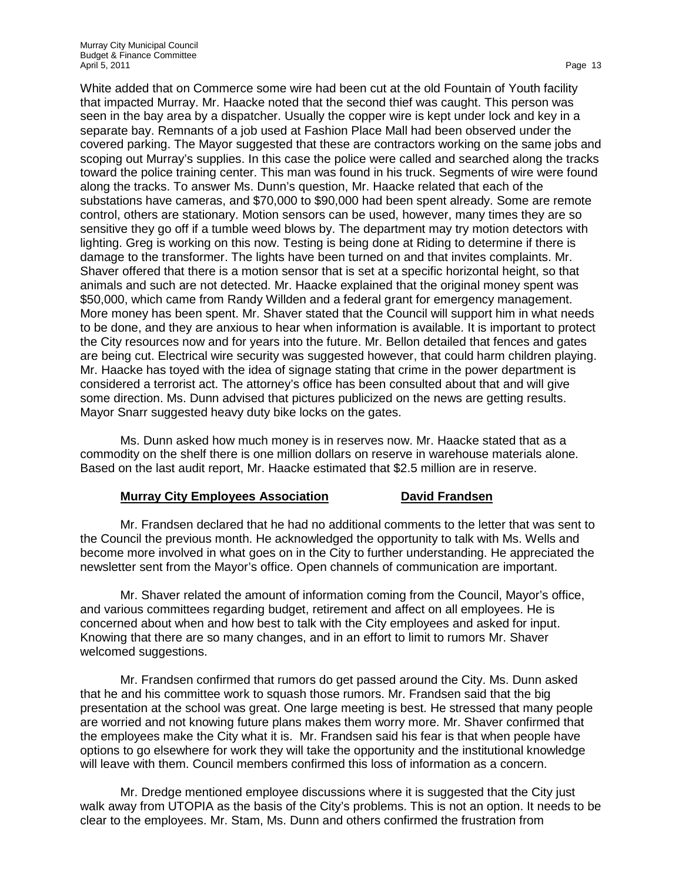White added that on Commerce some wire had been cut at the old Fountain of Youth facility that impacted Murray. Mr. Haacke noted that the second thief was caught. This person was seen in the bay area by a dispatcher. Usually the copper wire is kept under lock and key in a separate bay. Remnants of a job used at Fashion Place Mall had been observed under the covered parking. The Mayor suggested that these are contractors working on the same jobs and scoping out Murray's supplies. In this case the police were called and searched along the tracks toward the police training center. This man was found in his truck. Segments of wire were found along the tracks. To answer Ms. Dunn's question, Mr. Haacke related that each of the substations have cameras, and $70,000 to $90,000 had been spent already. Some are remote control, others are stationary. Motion sensors can be used, however, many times they are so sensitive they go off if a tumble weed blows by. The department may try motion detectors with lighting. Greg is working on this now. Testing is being done at Riding to determine if there is damage to the transformer. The lights have been turned on and that invites complaints. Mr. Shaver offered that there is a motion sensor that is set at a specific horizontal height, so that animals and such are not detected. Mr. Haacke explained that the original money spent was $50,000, which came from Randy Willden and a federal grant for emergency management. More money has been spent. Mr. Shaver stated that the Council will support him in what needs to be done, and they are anxious to hear when information is available. It is important to protect the City resources now and for years into the future. Mr. Bellon detailed that fences and gates are being cut. Electrical wire security was suggested however, that could harm children playing. Mr. Haacke has toyed with the idea of signage stating that crime in the power department is considered a terrorist act. The attorney's office has been consulted about that and will give some direction. Ms. Dunn advised that pictures publicized on the news are getting results. Mayor Snarr suggested heavy duty bike locks on the gates.

Ms. Dunn asked how much money is in reserves now. Mr. Haacke stated that as a commodity on the shelf there is one million dollars on reserve in warehouse materials alone. Based on the last audit report, Mr. Haacke estimated that $2.5 million are in reserve.

**Murray City Employees Association** **David Frandsen**

Mr. Frandsen declared that he had no additional comments to the letter that was sent to the Council the previous month. He acknowledged the opportunity to talk with Ms. Wells and become more involved in what goes on in the City to further understanding. He appreciated the newsletter sent from the Mayor's office. Open channels of communication are important.

Mr. Shaver related the amount of information coming from the Council, Mayor's office, and various committees regarding budget, retirement and affect on all employees. He is concerned about when and how best to talk with the City employees and asked for input. Knowing that there are so many changes, and in an effort to limit to rumors Mr. Shaver welcomed suggestions.

Mr. Frandsen confirmed that rumors do get passed around the City. Ms. Dunn asked that he and his committee work to squash those rumors. Mr. Frandsen said that the big presentation at the school was great. One large meeting is best. He stressed that many people are worried and not knowing future plans makes them worry more. Mr. Shaver confirmed that the employees make the City what it is. Mr. Frandsen said his fear is that when people have options to go elsewhere for work they will take the opportunity and the institutional knowledge will leave with them. Council members confirmed this loss of information as a concern.

Mr. Dredge mentioned employee discussions where it is suggested that the City just walk away from UTOPIA as the basis of the City's problems. This is not an option. It needs to be clear to the employees. Mr. Stam, Ms. Dunn and others confirmed the frustration from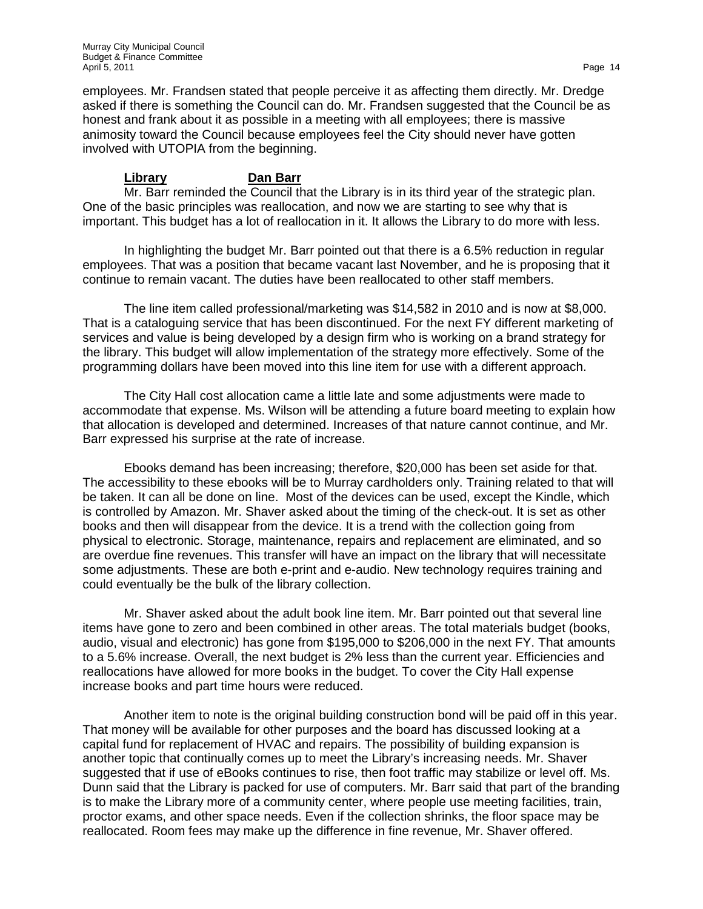employees. Mr. Frandsen stated that people perceive it as affecting them directly. Mr. Dredge asked if there is something the Council can do. Mr. Frandsen suggested that the Council be as honest and frank about it as possible in a meeting with all employees; there is massive animosity toward the Council because employees feel the City should never have gotten involved with UTOPIA from the beginning.

**Library** **Dan Barr**

Mr. Barr reminded the Council that the Library is in its third year of the strategic plan. One of the basic principles was reallocation, and now we are starting to see why that is important. This budget has a lot of reallocation in it. It allows the Library to do more with less.

In highlighting the budget Mr. Barr pointed out that there is a 6.5% reduction in regular employees. That was a position that became vacant last November, and he is proposing that it continue to remain vacant. The duties have been reallocated to other staff members.

The line item called professional/marketing was $14,582 in 2010 and is now at $8,000. That is a cataloguing service that has been discontinued. For the next FY different marketing of services and value is being developed by a design firm who is working on a brand strategy for the library. This budget will allow implementation of the strategy more effectively. Some of the programming dollars have been moved into this line item for use with a different approach.

The City Hall cost allocation came a little late and some adjustments were made to accommodate that expense. Ms. Wilson will be attending a future board meeting to explain how that allocation is developed and determined. Increases of that nature cannot continue, and Mr. Barr expressed his surprise at the rate of increase.

Ebooks demand has been increasing; therefore, $20,000 has been set aside for that. The accessibility to these ebooks will be to Murray cardholders only. Training related to that will be taken. It can all be done on line. Most of the devices can be used, except the Kindle, which is controlled by Amazon. Mr. Shaver asked about the timing of the check-out. It is set as other books and then will disappear from the device. It is a trend with the collection going from physical to electronic. Storage, maintenance, repairs and replacement are eliminated, and so are overdue fine revenues. This transfer will have an impact on the library that will necessitate some adjustments. These are both e-print and e-audio. New technology requires training and could eventually be the bulk of the library collection.

Mr. Shaver asked about the adult book line item. Mr. Barr pointed out that several line items have gone to zero and been combined in other areas. The total materials budget (books, audio, visual and electronic) has gone from $195,000 to $206,000 in the next FY. That amounts to a 5.6% increase. Overall, the next budget is 2% less than the current year. Efficiencies and reallocations have allowed for more books in the budget. To cover the City Hall expense increase books and part time hours were reduced.

Another item to note is the original building construction bond will be paid off in this year. That money will be available for other purposes and the board has discussed looking at a capital fund for replacement of HVAC and repairs. The possibility of building expansion is another topic that continually comes up to meet the Library's increasing needs. Mr. Shaver suggested that if use of eBooks continues to rise, then foot traffic may stabilize or level off. Ms. Dunn said that the Library is packed for use of computers. Mr. Barr said that part of the branding is to make the Library more of a community center, where people use meeting facilities, train, proctor exams, and other space needs. Even if the collection shrinks, the floor space may be reallocated. Room fees may make up the difference in fine revenue, Mr. Shaver offered.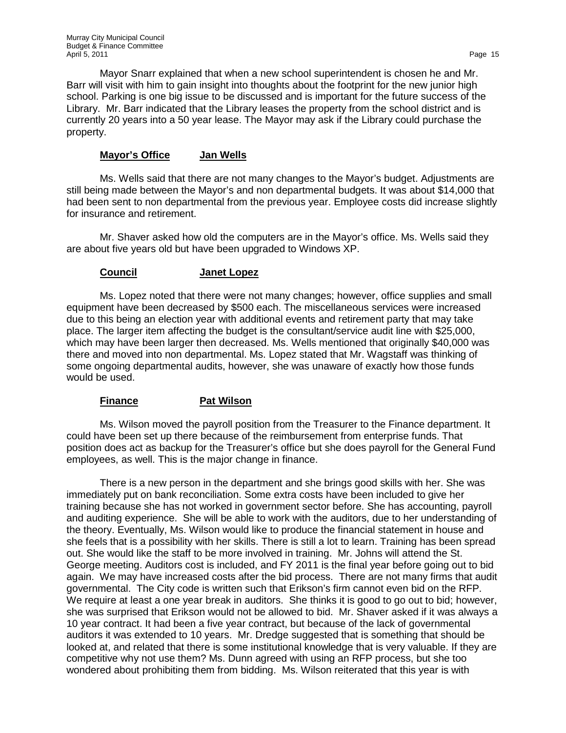Mayor Snarr explained that when a new school superintendent is chosen he and Mr. Barr will visit with him to gain insight into thoughts about the footprint for the new junior high school. Parking is one big issue to be discussed and is important for the future success of the Library. Mr. Barr indicated that the Library leases the property from the school district and is currently 20 years into a 50 year lease. The Mayor may ask if the Library could purchase the property.

**Mayor's Office** **Jan Wells**

Ms. Wells said that there are not many changes to the Mayor's budget. Adjustments are still being made between the Mayor's and non departmental budgets. It was about $14,000 that had been sent to non departmental from the previous year. Employee costs did increase slightly for insurance and retirement.

Mr. Shaver asked how old the computers are in the Mayor's office. Ms. Wells said they are about five years old but have been upgraded to Windows XP.

**Council** **Janet Lopez**

Ms. Lopez noted that there were not many changes; however, office supplies and small equipment have been decreased by $500 each. The miscellaneous services were increased due to this being an election year with additional events and retirement party that may take place. The larger item affecting the budget is the consultant/service audit line with $25,000, which may have been larger then decreased. Ms. Wells mentioned that originally $40,000 was there and moved into non departmental. Ms. Lopez stated that Mr. Wagstaff was thinking of some ongoing departmental audits, however, she was unaware of exactly how those funds would be used.

**Finance** **Pat Wilson**

Ms. Wilson moved the payroll position from the Treasurer to the Finance department. It could have been set up there because of the reimbursement from enterprise funds. That position does act as backup for the Treasurer's office but she does payroll for the General Fund employees, as well. This is the major change in finance.

There is a new person in the department and she brings good skills with her. She was immediately put on bank reconciliation. Some extra costs have been included to give her training because she has not worked in government sector before. She has accounting, payroll and auditing experience. She will be able to work with the auditors, due to her understanding of the theory. Eventually, Ms. Wilson would like to produce the financial statement in house and she feels that is a possibility with her skills. There is still a lot to learn. Training has been spread out. She would like the staff to be more involved in training. Mr. Johns will attend the St. George meeting. Auditors cost is included, and FY 2011 is the final year before going out to bid again. We may have increased costs after the bid process. There are not many firms that audit governmental. The City code is written such that Erikson's firm cannot even bid on the RFP. We require at least a one year break in auditors. She thinks it is good to go out to bid; however, she was surprised that Erikson would not be allowed to bid. Mr. Shaver asked if it was always a 10 year contract. It had been a five year contract, but because of the lack of governmental auditors it was extended to 10 years. Mr. Dredge suggested that is something that should be looked at, and related that there is some institutional knowledge that is very valuable. If they are competitive why not use them? Ms. Dunn agreed with using an RFP process, but she too wondered about prohibiting them from bidding. Ms. Wilson reiterated that this year is with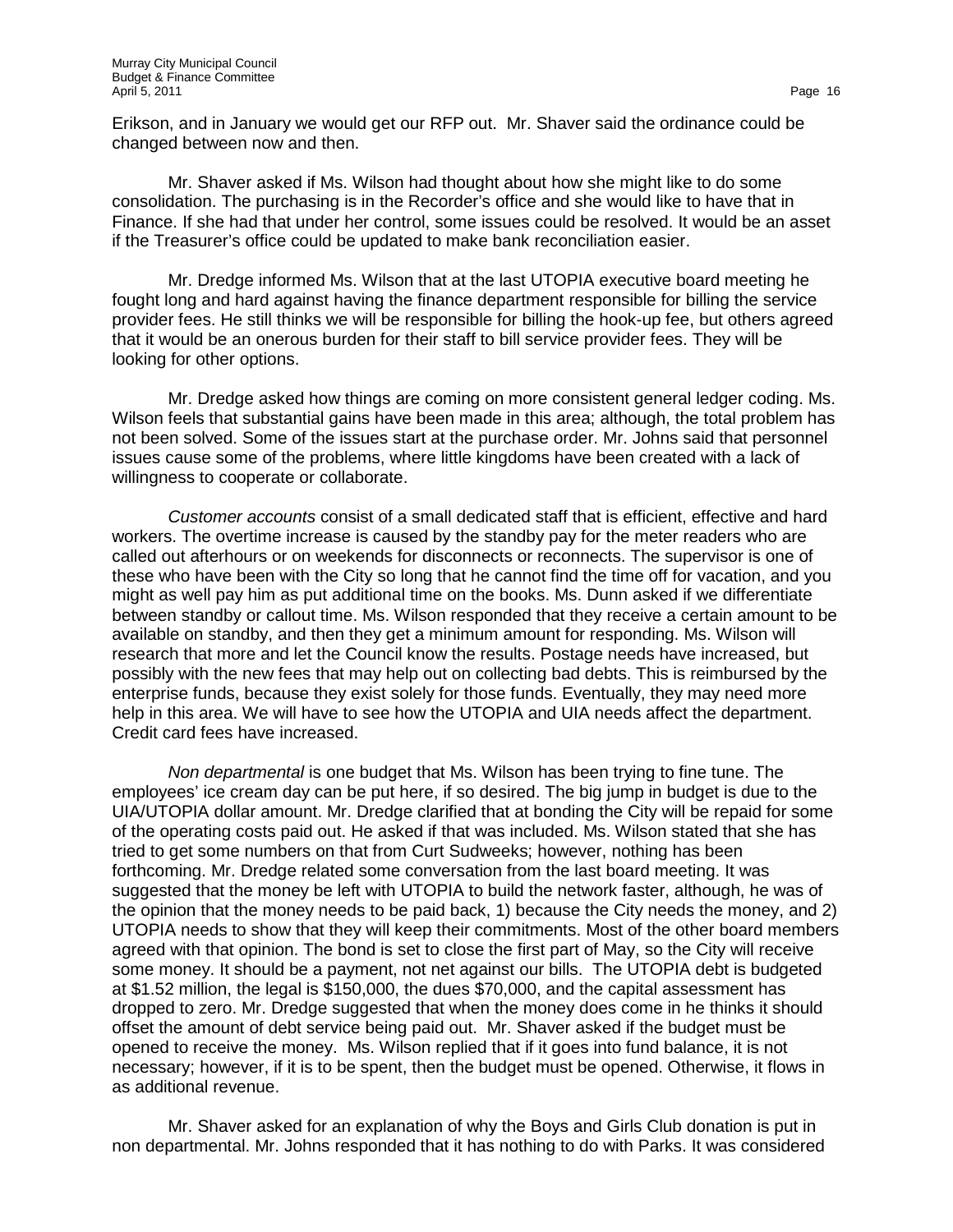Erikson, and in January we would get our RFP out. Mr. Shaver said the ordinance could be changed between now and then.

Mr. Shaver asked if Ms. Wilson had thought about how she might like to do some consolidation. The purchasing is in the Recorder's office and she would like to have that in Finance. If she had that under her control, some issues could be resolved. It would be an asset if the Treasurer's office could be updated to make bank reconciliation easier.

Mr. Dredge informed Ms. Wilson that at the last UTOPIA executive board meeting he fought long and hard against having the finance department responsible for billing the service provider fees. He still thinks we will be responsible for billing the hook-up fee, but others agreed that it would be an onerous burden for their staff to bill service provider fees. They will be looking for other options.

Mr. Dredge asked how things are coming on more consistent general ledger coding. Ms. Wilson feels that substantial gains have been made in this area; although, the total problem has not been solved. Some of the issues start at the purchase order. Mr. Johns said that personnel issues cause some of the problems, where little kingdoms have been created with a lack of willingness to cooperate or collaborate.

*Customer accounts* consist of a small dedicated staff that is efficient, effective and hard workers. The overtime increase is caused by the standby pay for the meter readers who are called out afterhours or on weekends for disconnects or reconnects. The supervisor is one of these who have been with the City so long that he cannot find the time off for vacation, and you might as well pay him as put additional time on the books. Ms. Dunn asked if we differentiate between standby or callout time. Ms. Wilson responded that they receive a certain amount to be available on standby, and then they get a minimum amount for responding. Ms. Wilson will research that more and let the Council know the results. Postage needs have increased, but possibly with the new fees that may help out on collecting bad debts. This is reimbursed by the enterprise funds, because they exist solely for those funds. Eventually, they may need more help in this area. We will have to see how the UTOPIA and UIA needs affect the department. Credit card fees have increased.

*Non departmental* is one budget that Ms. Wilson has been trying to fine tune. The employees' ice cream day can be put here, if so desired. The big jump in budget is due to the UIA/UTOPIA dollar amount. Mr. Dredge clarified that at bonding the City will be repaid for some of the operating costs paid out. He asked if that was included. Ms. Wilson stated that she has tried to get some numbers on that from Curt Sudweeks; however, nothing has been forthcoming. Mr. Dredge related some conversation from the last board meeting. It was suggested that the money be left with UTOPIA to build the network faster, although, he was of the opinion that the money needs to be paid back, 1) because the City needs the money, and 2) UTOPIA needs to show that they will keep their commitments. Most of the other board members agreed with that opinion. The bond is set to close the first part of May, so the City will receive some money. It should be a payment, not net against our bills. The UTOPIA debt is budgeted at $1.52 million, the legal is $150,000, the dues $70,000, and the capital assessment has dropped to zero. Mr. Dredge suggested that when the money does come in he thinks it should offset the amount of debt service being paid out. Mr. Shaver asked if the budget must be opened to receive the money. Ms. Wilson replied that if it goes into fund balance, it is not necessary; however, if it is to be spent, then the budget must be opened. Otherwise, it flows in as additional revenue.

Mr. Shaver asked for an explanation of why the Boys and Girls Club donation is put in non departmental. Mr. Johns responded that it has nothing to do with Parks. It was considered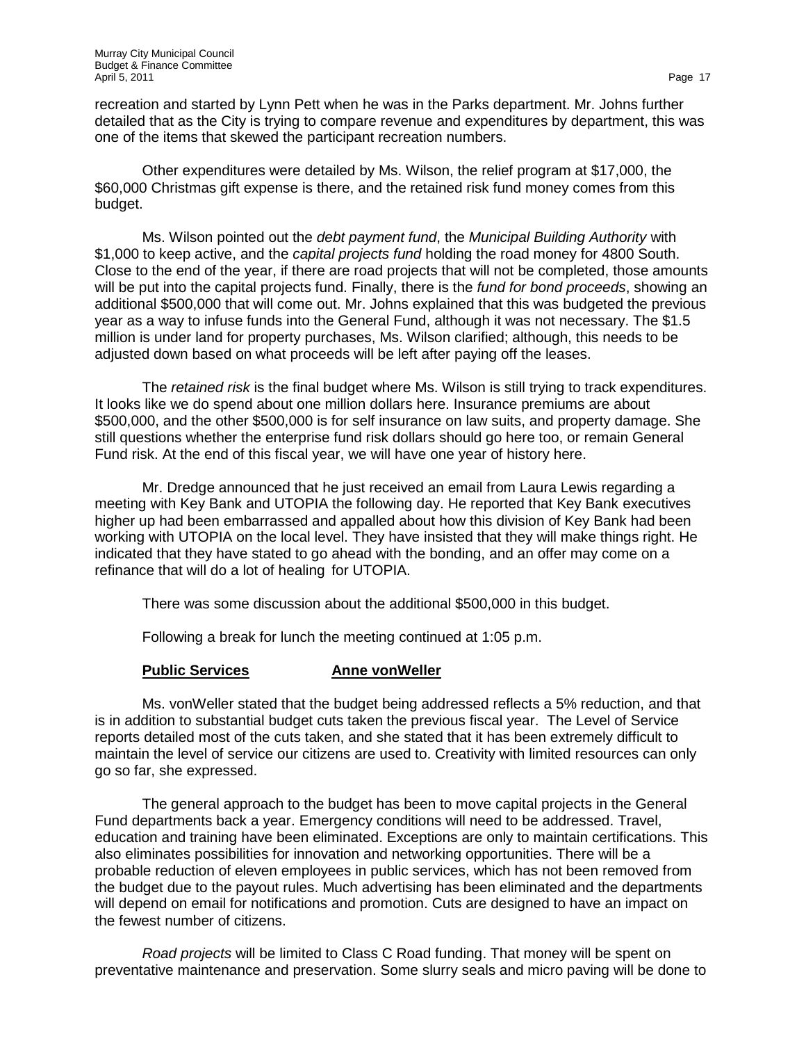recreation and started by Lynn Pett when he was in the Parks department. Mr. Johns further detailed that as the City is trying to compare revenue and expenditures by department, this was one of the items that skewed the participant recreation numbers.

Other expenditures were detailed by Ms. Wilson, the relief program at $17,000, the $60,000 Christmas gift expense is there, and the retained risk fund money comes from this budget.

Ms. Wilson pointed out the *debt payment fund*, the *Municipal Building Authority* with $1,000 to keep active, and the *capital projects fund* holding the road money for 4800 South. Close to the end of the year, if there are road projects that will not be completed, those amounts will be put into the capital projects fund. Finally, there is the *fund for bond proceeds*, showing an additional $500,000 that will come out. Mr. Johns explained that this was budgeted the previous year as a way to infuse funds into the General Fund, although it was not necessary. The $1.5 million is under land for property purchases, Ms. Wilson clarified; although, this needs to be adjusted down based on what proceeds will be left after paying off the leases.

The *retained risk* is the final budget where Ms. Wilson is still trying to track expenditures. It looks like we do spend about one million dollars here. Insurance premiums are about $500,000, and the other $500,000 is for self insurance on law suits, and property damage. She still questions whether the enterprise fund risk dollars should go here too, or remain General Fund risk. At the end of this fiscal year, we will have one year of history here.

Mr. Dredge announced that he just received an email from Laura Lewis regarding a meeting with Key Bank and UTOPIA the following day. He reported that Key Bank executives higher up had been embarrassed and appalled about how this division of Key Bank had been working with UTOPIA on the local level. They have insisted that they will make things right. He indicated that they have stated to go ahead with the bonding, and an offer may come on a refinance that will do a lot of healing for UTOPIA.

There was some discussion about the additional $500,000 in this budget.

Following a break for lunch the meeting continued at 1:05 p.m.

**Public Services** **Anne vonWeller**

Ms. vonWeller stated that the budget being addressed reflects a 5% reduction, and that is in addition to substantial budget cuts taken the previous fiscal year. The Level of Service reports detailed most of the cuts taken, and she stated that it has been extremely difficult to maintain the level of service our citizens are used to. Creativity with limited resources can only go so far, she expressed.

The general approach to the budget has been to move capital projects in the General Fund departments back a year. Emergency conditions will need to be addressed. Travel, education and training have been eliminated. Exceptions are only to maintain certifications. This also eliminates possibilities for innovation and networking opportunities. There will be a probable reduction of eleven employees in public services, which has not been removed from the budget due to the payout rules. Much advertising has been eliminated and the departments will depend on email for notifications and promotion. Cuts are designed to have an impact on the fewest number of citizens.

*Road projects* will be limited to Class C Road funding. That money will be spent on preventative maintenance and preservation. Some slurry seals and micro paving will be done to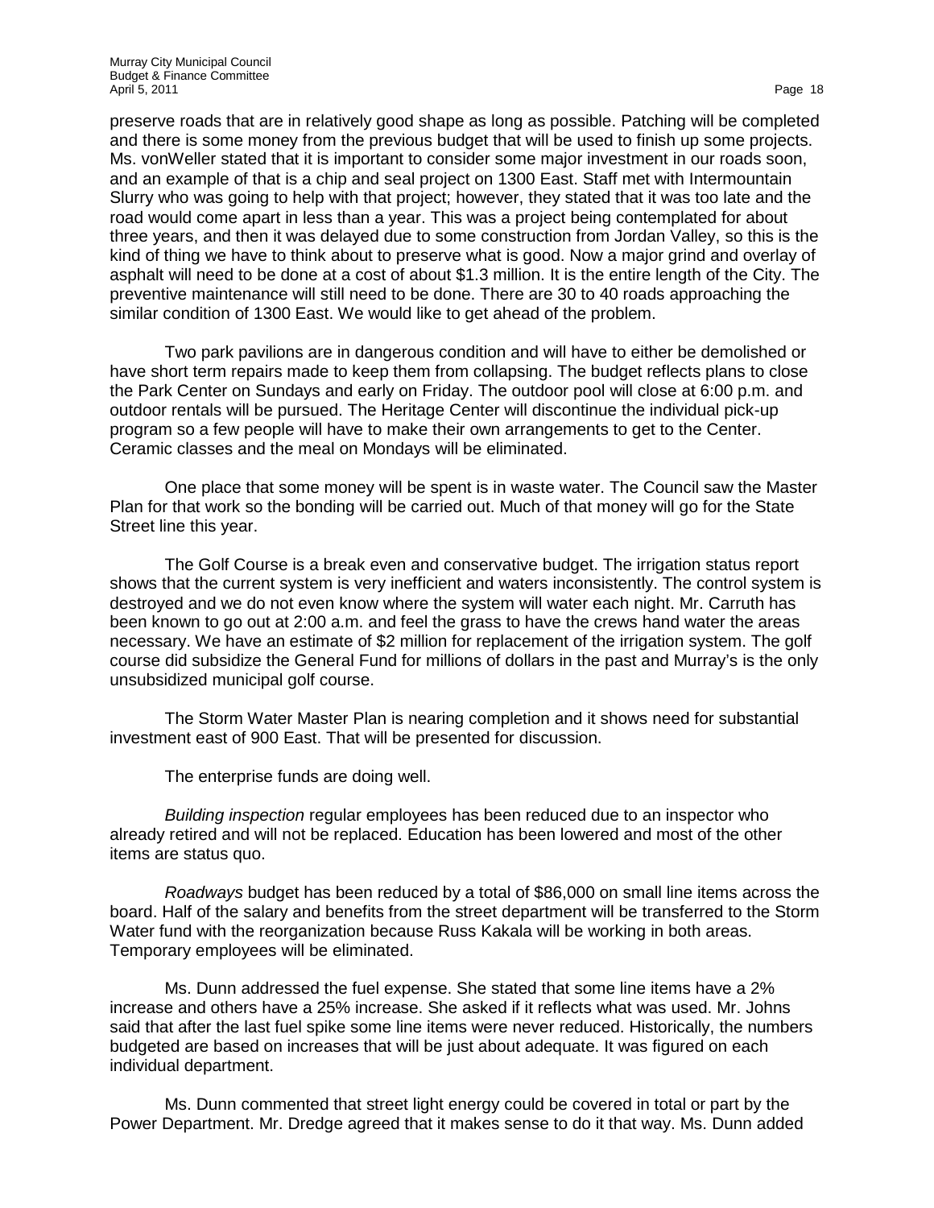preserve roads that are in relatively good shape as long as possible. Patching will be completed and there is some money from the previous budget that will be used to finish up some projects. Ms. vonWeller stated that it is important to consider some major investment in our roads soon, and an example of that is a chip and seal project on 1300 East. Staff met with Intermountain Slurry who was going to help with that project; however, they stated that it was too late and the road would come apart in less than a year. This was a project being contemplated for about three years, and then it was delayed due to some construction from Jordan Valley, so this is the kind of thing we have to think about to preserve what is good. Now a major grind and overlay of asphalt will need to be done at a cost of about $1.3 million. It is the entire length of the City. The preventive maintenance will still need to be done. There are 30 to 40 roads approaching the similar condition of 1300 East. We would like to get ahead of the problem.

Two park pavilions are in dangerous condition and will have to either be demolished or have short term repairs made to keep them from collapsing. The budget reflects plans to close the Park Center on Sundays and early on Friday. The outdoor pool will close at 6:00 p.m. and outdoor rentals will be pursued. The Heritage Center will discontinue the individual pick-up program so a few people will have to make their own arrangements to get to the Center. Ceramic classes and the meal on Mondays will be eliminated.

One place that some money will be spent is in waste water. The Council saw the Master Plan for that work so the bonding will be carried out. Much of that money will go for the State Street line this year.

The Golf Course is a break even and conservative budget. The irrigation status report shows that the current system is very inefficient and waters inconsistently. The control system is destroyed and we do not even know where the system will water each night. Mr. Carruth has been known to go out at 2:00 a.m. and feel the grass to have the crews hand water the areas necessary. We have an estimate of $2 million for replacement of the irrigation system. The golf course did subsidize the General Fund for millions of dollars in the past and Murray's is the only unsubsidized municipal golf course.

The Storm Water Master Plan is nearing completion and it shows need for substantial investment east of 900 East. That will be presented for discussion.

The enterprise funds are doing well.

*Building inspection* regular employees has been reduced due to an inspector who already retired and will not be replaced. Education has been lowered and most of the other items are status quo.

*Roadways* budget has been reduced by a total of $86,000 on small line items across the board. Half of the salary and benefits from the street department will be transferred to the Storm Water fund with the reorganization because Russ Kakala will be working in both areas. Temporary employees will be eliminated.

Ms. Dunn addressed the fuel expense. She stated that some line items have a 2% increase and others have a 25% increase. She asked if it reflects what was used. Mr. Johns said that after the last fuel spike some line items were never reduced. Historically, the numbers budgeted are based on increases that will be just about adequate. It was figured on each individual department.

Ms. Dunn commented that street light energy could be covered in total or part by the Power Department. Mr. Dredge agreed that it makes sense to do it that way. Ms. Dunn added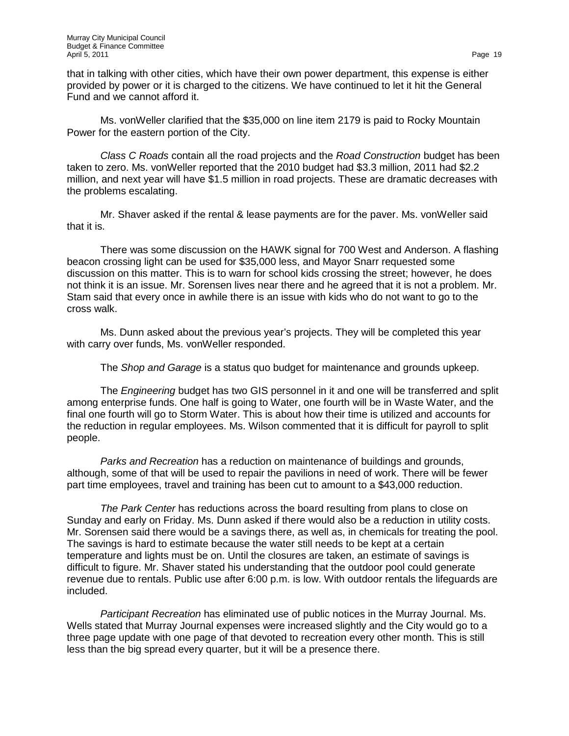that in talking with other cities, which have their own power department, this expense is either provided by power or it is charged to the citizens. We have continued to let it hit the General Fund and we cannot afford it.

Ms. vonWeller clarified that the $35,000 on line item 2179 is paid to Rocky Mountain Power for the eastern portion of the City.

*Class C Roads* contain all the road projects and the *Road Construction* budget has been taken to zero. Ms. vonWeller reported that the 2010 budget had $3.3 million, 2011 had $2.2 million, and next year will have $1.5 million in road projects. These are dramatic decreases with the problems escalating.

Mr. Shaver asked if the rental & lease payments are for the paver. Ms. vonWeller said that it is.

There was some discussion on the HAWK signal for 700 West and Anderson. A flashing beacon crossing light can be used for $35,000 less, and Mayor Snarr requested some discussion on this matter. This is to warn for school kids crossing the street; however, he does not think it is an issue. Mr. Sorensen lives near there and he agreed that it is not a problem. Mr. Stam said that every once in awhile there is an issue with kids who do not want to go to the cross walk.

Ms. Dunn asked about the previous year's projects. They will be completed this year with carry over funds, Ms. vonWeller responded.

The *Shop and Garage* is a status quo budget for maintenance and grounds upkeep.

The *Engineering* budget has two GIS personnel in it and one will be transferred and split among enterprise funds. One half is going to Water, one fourth will be in Waste Water, and the final one fourth will go to Storm Water. This is about how their time is utilized and accounts for the reduction in regular employees. Ms. Wilson commented that it is difficult for payroll to split people.

*Parks and Recreation* has a reduction on maintenance of buildings and grounds, although, some of that will be used to repair the pavilions in need of work. There will be fewer part time employees, travel and training has been cut to amount to a $43,000 reduction.

*The Park Center* has reductions across the board resulting from plans to close on Sunday and early on Friday. Ms. Dunn asked if there would also be a reduction in utility costs. Mr. Sorensen said there would be a savings there, as well as, in chemicals for treating the pool. The savings is hard to estimate because the water still needs to be kept at a certain temperature and lights must be on. Until the closures are taken, an estimate of savings is difficult to figure. Mr. Shaver stated his understanding that the outdoor pool could generate revenue due to rentals. Public use after 6:00 p.m. is low. With outdoor rentals the lifeguards are included.

*Participant Recreation* has eliminated use of public notices in the Murray Journal. Ms. Wells stated that Murray Journal expenses were increased slightly and the City would go to a three page update with one page of that devoted to recreation every other month. This is still less than the big spread every quarter, but it will be a presence there.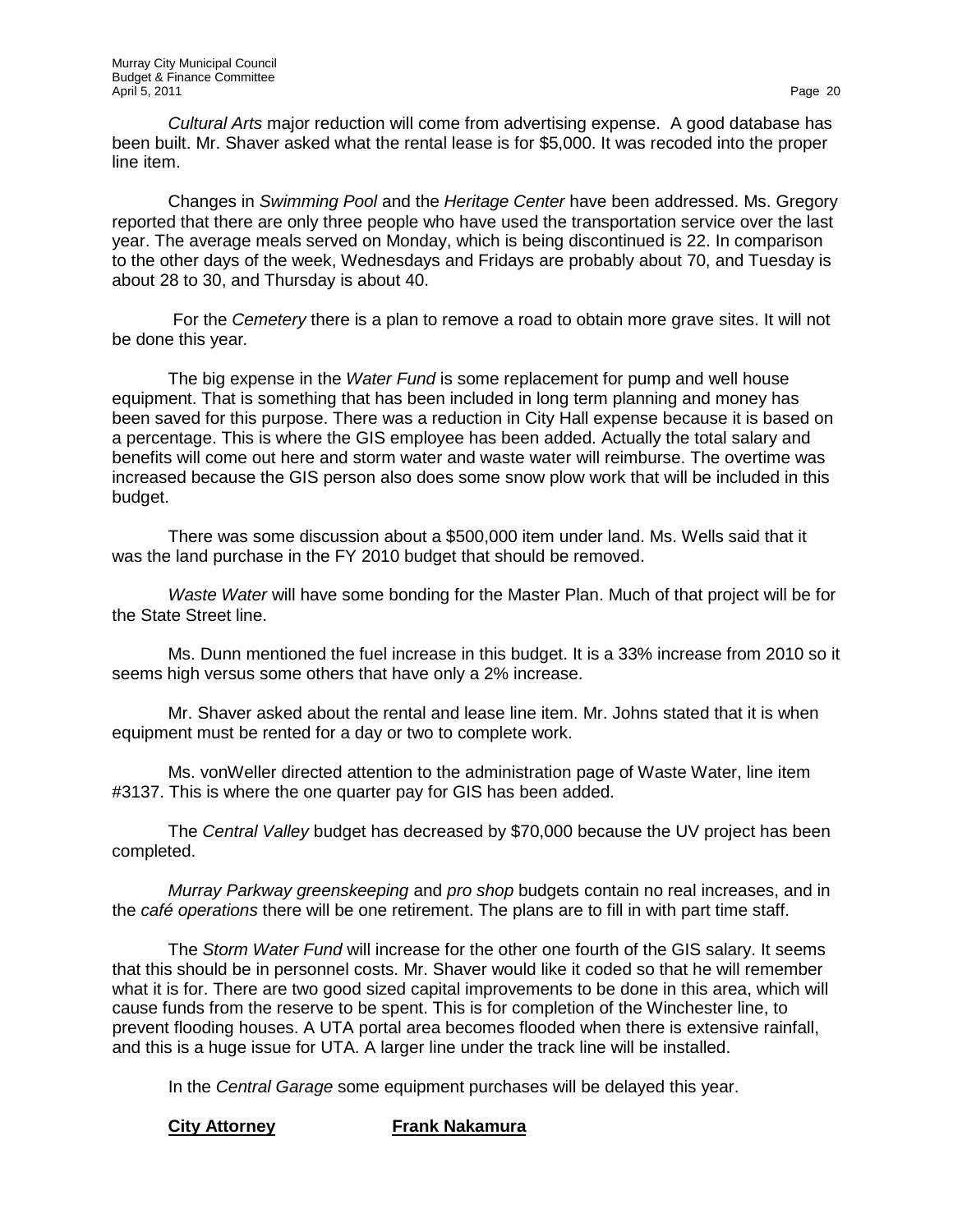*Cultural Arts* major reduction will come from advertising expense. A good database has been built. Mr. Shaver asked what the rental lease is for $5,000. It was recoded into the proper line item.

Changes in *Swimming Pool* and the *Heritage Center* have been addressed. Ms. Gregory reported that there are only three people who have used the transportation service over the last year. The average meals served on Monday, which is being discontinued is 22. In comparison to the other days of the week, Wednesdays and Fridays are probably about 70, and Tuesday is about 28 to 30, and Thursday is about 40.

For the *Cemetery* there is a plan to remove a road to obtain more grave sites. It will not be done this year.

The big expense in the *Water Fund* is some replacement for pump and well house equipment. That is something that has been included in long term planning and money has been saved for this purpose. There was a reduction in City Hall expense because it is based on a percentage. This is where the GIS employee has been added. Actually the total salary and benefits will come out here and storm water and waste water will reimburse. The overtime was increased because the GIS person also does some snow plow work that will be included in this budget.

There was some discussion about a $500,000 item under land. Ms. Wells said that it was the land purchase in the FY 2010 budget that should be removed.

*Waste Water* will have some bonding for the Master Plan. Much of that project will be for the State Street line.

Ms. Dunn mentioned the fuel increase in this budget. It is a 33% increase from 2010 so it seems high versus some others that have only a 2% increase.

Mr. Shaver asked about the rental and lease line item. Mr. Johns stated that it is when equipment must be rented for a day or two to complete work.

Ms. vonWeller directed attention to the administration page of Waste Water, line item #3137. This is where the one quarter pay for GIS has been added.

The *Central Valley* budget has decreased by $70,000 because the UV project has been completed.

*Murray Parkway greenskeeping* and *pro shop* budgets contain no real increases, and in the *café operations* there will be one retirement. The plans are to fill in with part time staff.

The *Storm Water Fund* will increase for the other one fourth of the GIS salary. It seems that this should be in personnel costs. Mr. Shaver would like it coded so that he will remember what it is for. There are two good sized capital improvements to be done in this area, which will cause funds from the reserve to be spent. This is for completion of the Winchester line, to prevent flooding houses. A UTA portal area becomes flooded when there is extensive rainfall, and this is a huge issue for UTA. A larger line under the track line will be installed.

In the *Central Garage* some equipment purchases will be delayed this year.

**City Attorney** **Frank Nakamura**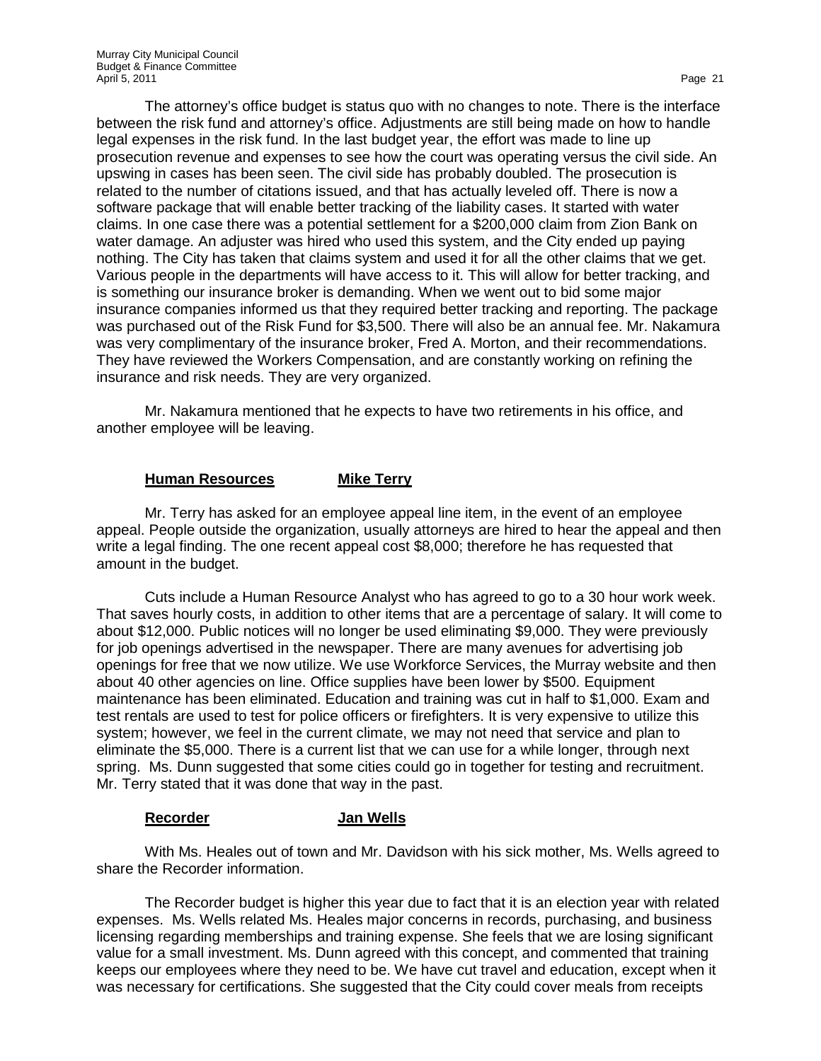The attorney's office budget is status quo with no changes to note. There is the interface between the risk fund and attorney's office. Adjustments are still being made on how to handle legal expenses in the risk fund. In the last budget year, the effort was made to line up prosecution revenue and expenses to see how the court was operating versus the civil side. An upswing in cases has been seen. The civil side has probably doubled. The prosecution is related to the number of citations issued, and that has actually leveled off. There is now a software package that will enable better tracking of the liability cases. It started with water claims. In one case there was a potential settlement for a $200,000 claim from Zion Bank on water damage. An adjuster was hired who used this system, and the City ended up paying nothing. The City has taken that claims system and used it for all the other claims that we get. Various people in the departments will have access to it. This will allow for better tracking, and is something our insurance broker is demanding. When we went out to bid some major insurance companies informed us that they required better tracking and reporting. The package was purchased out of the Risk Fund for $3,500. There will also be an annual fee. Mr. Nakamura was very complimentary of the insurance broker, Fred A. Morton, and their recommendations. They have reviewed the Workers Compensation, and are constantly working on refining the insurance and risk needs. They are very organized.

Mr. Nakamura mentioned that he expects to have two retirements in his office, and another employee will be leaving.

**Human Resources** **Mike Terry**

Mr. Terry has asked for an employee appeal line item, in the event of an employee appeal. People outside the organization, usually attorneys are hired to hear the appeal and then write a legal finding. The one recent appeal cost $8,000; therefore he has requested that amount in the budget.

Cuts include a Human Resource Analyst who has agreed to go to a 30 hour work week. That saves hourly costs, in addition to other items that are a percentage of salary. It will come to about $12,000. Public notices will no longer be used eliminating $9,000. They were previously for job openings advertised in the newspaper. There are many avenues for advertising job openings for free that we now utilize. We use Workforce Services, the Murray website and then about 40 other agencies on line. Office supplies have been lower by $500. Equipment maintenance has been eliminated. Education and training was cut in half to $1,000. Exam and test rentals are used to test for police officers or firefighters. It is very expensive to utilize this system; however, we feel in the current climate, we may not need that service and plan to eliminate the $5,000. There is a current list that we can use for a while longer, through next spring. Ms. Dunn suggested that some cities could go in together for testing and recruitment. Mr. Terry stated that it was done that way in the past.

**Recorder** **Jan Wells**

With Ms. Heales out of town and Mr. Davidson with his sick mother, Ms. Wells agreed to share the Recorder information.

The Recorder budget is higher this year due to fact that it is an election year with related expenses. Ms. Wells related Ms. Heales major concerns in records, purchasing, and business licensing regarding memberships and training expense. She feels that we are losing significant value for a small investment. Ms. Dunn agreed with this concept, and commented that training keeps our employees where they need to be. We have cut travel and education, except when it was necessary for certifications. She suggested that the City could cover meals from receipts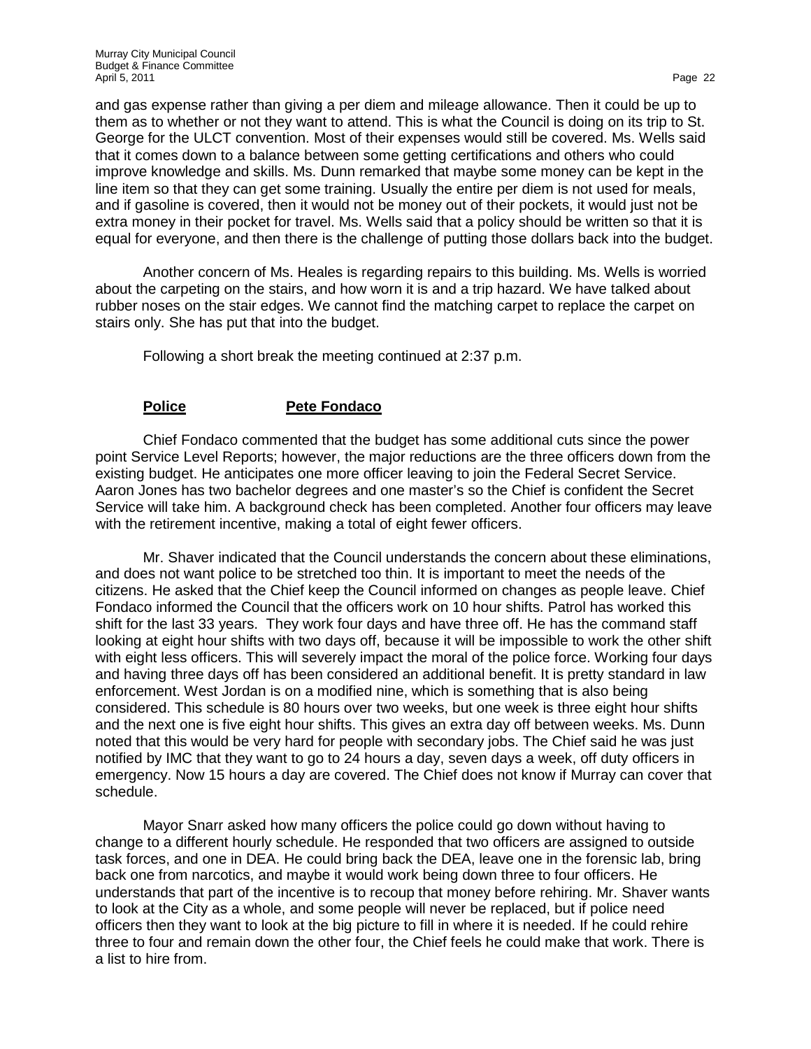and gas expense rather than giving a per diem and mileage allowance. Then it could be up to them as to whether or not they want to attend. This is what the Council is doing on its trip to St. George for the ULCT convention. Most of their expenses would still be covered. Ms. Wells said that it comes down to a balance between some getting certifications and others who could improve knowledge and skills. Ms. Dunn remarked that maybe some money can be kept in the line item so that they can get some training. Usually the entire per diem is not used for meals, and if gasoline is covered, then it would not be money out of their pockets, it would just not be extra money in their pocket for travel. Ms. Wells said that a policy should be written so that it is equal for everyone, and then there is the challenge of putting those dollars back into the budget.

Another concern of Ms. Heales is regarding repairs to this building. Ms. Wells is worried about the carpeting on the stairs, and how worn it is and a trip hazard. We have talked about rubber noses on the stair edges. We cannot find the matching carpet to replace the carpet on stairs only. She has put that into the budget.

Following a short break the meeting continued at 2:37 p.m.

**Police** **Pete Fondaco**

Chief Fondaco commented that the budget has some additional cuts since the power point Service Level Reports; however, the major reductions are the three officers down from the existing budget. He anticipates one more officer leaving to join the Federal Secret Service. Aaron Jones has two bachelor degrees and one master's so the Chief is confident the Secret Service will take him. A background check has been completed. Another four officers may leave with the retirement incentive, making a total of eight fewer officers.

Mr. Shaver indicated that the Council understands the concern about these eliminations, and does not want police to be stretched too thin. It is important to meet the needs of the citizens. He asked that the Chief keep the Council informed on changes as people leave. Chief Fondaco informed the Council that the officers work on 10 hour shifts. Patrol has worked this shift for the last 33 years. They work four days and have three off. He has the command staff looking at eight hour shifts with two days off, because it will be impossible to work the other shift with eight less officers. This will severely impact the moral of the police force. Working four days and having three days off has been considered an additional benefit. It is pretty standard in law enforcement. West Jordan is on a modified nine, which is something that is also being considered. This schedule is 80 hours over two weeks, but one week is three eight hour shifts and the next one is five eight hour shifts. This gives an extra day off between weeks. Ms. Dunn noted that this would be very hard for people with secondary jobs. The Chief said he was just notified by IMC that they want to go to 24 hours a day, seven days a week, off duty officers in emergency. Now 15 hours a day are covered. The Chief does not know if Murray can cover that schedule.

Mayor Snarr asked how many officers the police could go down without having to change to a different hourly schedule. He responded that two officers are assigned to outside task forces, and one in DEA. He could bring back the DEA, leave one in the forensic lab, bring back one from narcotics, and maybe it would work being down three to four officers. He understands that part of the incentive is to recoup that money before rehiring. Mr. Shaver wants to look at the City as a whole, and some people will never be replaced, but if police need officers then they want to look at the big picture to fill in where it is needed. If he could rehire three to four and remain down the other four, the Chief feels he could make that work. There is a list to hire from.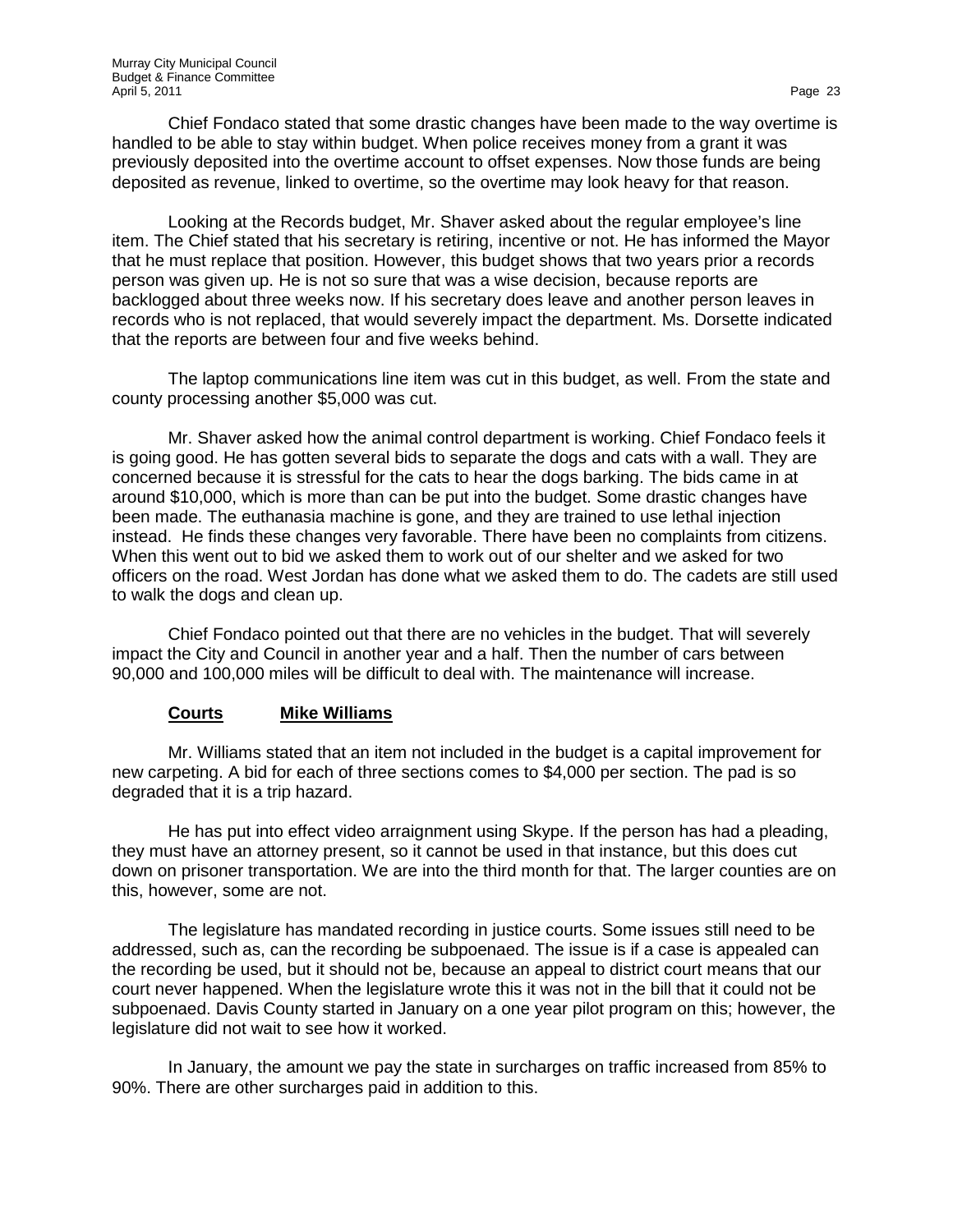Chief Fondaco stated that some drastic changes have been made to the way overtime is handled to be able to stay within budget. When police receives money from a grant it was previously deposited into the overtime account to offset expenses. Now those funds are being deposited as revenue, linked to overtime, so the overtime may look heavy for that reason.

Looking at the Records budget, Mr. Shaver asked about the regular employee's line item. The Chief stated that his secretary is retiring, incentive or not. He has informed the Mayor that he must replace that position. However, this budget shows that two years prior a records person was given up. He is not so sure that was a wise decision, because reports are backlogged about three weeks now. If his secretary does leave and another person leaves in records who is not replaced, that would severely impact the department. Ms. Dorsette indicated that the reports are between four and five weeks behind.

The laptop communications line item was cut in this budget, as well. From the state and county processing another $5,000 was cut.

Mr. Shaver asked how the animal control department is working. Chief Fondaco feels it is going good. He has gotten several bids to separate the dogs and cats with a wall. They are concerned because it is stressful for the cats to hear the dogs barking. The bids came in at around $10,000, which is more than can be put into the budget. Some drastic changes have been made. The euthanasia machine is gone, and they are trained to use lethal injection instead. He finds these changes very favorable. There have been no complaints from citizens. When this went out to bid we asked them to work out of our shelter and we asked for two officers on the road. West Jordan has done what we asked them to do. The cadets are still used to walk the dogs and clean up.

Chief Fondaco pointed out that there are no vehicles in the budget. That will severely impact the City and Council in another year and a half. Then the number of cars between 90,000 and 100,000 miles will be difficult to deal with. The maintenance will increase.

**<u>Courts</u>** **<u>Mike Williams</u>**

Mr. Williams stated that an item not included in the budget is a capital improvement for new carpeting. A bid for each of three sections comes to $4,000 per section. The pad is so degraded that it is a trip hazard.

He has put into effect video arraignment using Skype. If the person has had a pleading, they must have an attorney present, so it cannot be used in that instance, but this does cut down on prisoner transportation. We are into the third month for that. The larger counties are on this, however, some are not.

The legislature has mandated recording in justice courts. Some issues still need to be addressed, such as, can the recording be subpoenaed. The issue is if a case is appealed can the recording be used, but it should not be, because an appeal to district court means that our court never happened. When the legislature wrote this it was not in the bill that it could not be subpoenaed. Davis County started in January on a one year pilot program on this; however, the legislature did not wait to see how it worked.

In January, the amount we pay the state in surcharges on traffic increased from 85% to 90%. There are other surcharges paid in addition to this.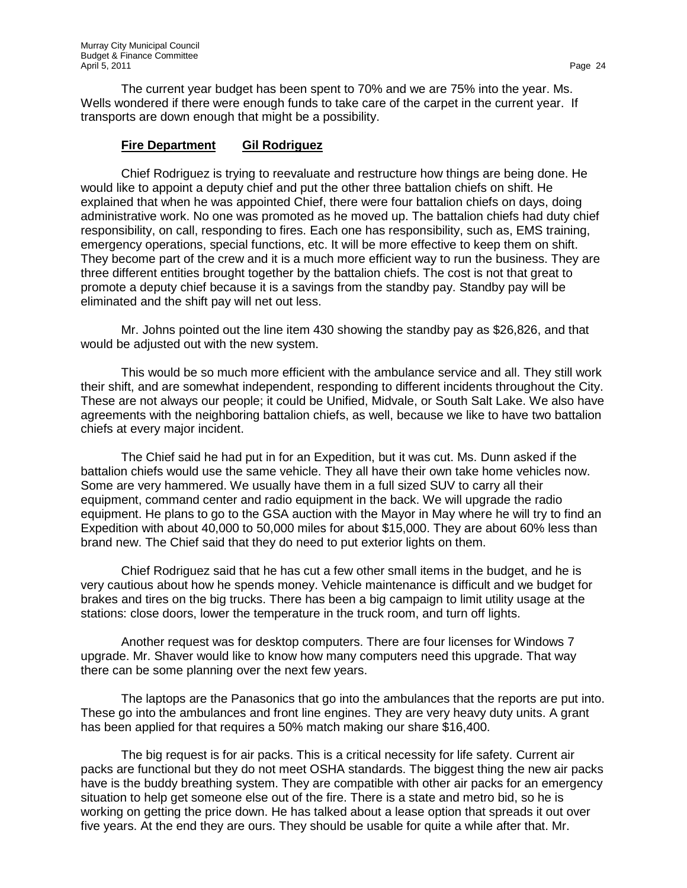The current year budget has been spent to 70% and we are 75% into the year. Ms. Wells wondered if there were enough funds to take care of the carpet in the current year. If transports are down enough that might be a possibility.

**Fire Department     Gil Rodriguez**

Chief Rodriguez is trying to reevaluate and restructure how things are being done. He would like to appoint a deputy chief and put the other three battalion chiefs on shift. He explained that when he was appointed Chief, there were four battalion chiefs on days, doing administrative work. No one was promoted as he moved up. The battalion chiefs had duty chief responsibility, on call, responding to fires. Each one has responsibility, such as, EMS training, emergency operations, special functions, etc. It will be more effective to keep them on shift. They become part of the crew and it is a much more efficient way to run the business. They are three different entities brought together by the battalion chiefs. The cost is not that great to promote a deputy chief because it is a savings from the standby pay. Standby pay will be eliminated and the shift pay will net out less.

Mr. Johns pointed out the line item 430 showing the standby pay as $26,826, and that would be adjusted out with the new system.

This would be so much more efficient with the ambulance service and all. They still work their shift, and are somewhat independent, responding to different incidents throughout the City. These are not always our people; it could be Unified, Midvale, or South Salt Lake. We also have agreements with the neighboring battalion chiefs, as well, because we like to have two battalion chiefs at every major incident.

The Chief said he had put in for an Expedition, but it was cut. Ms. Dunn asked if the battalion chiefs would use the same vehicle. They all have their own take home vehicles now. Some are very hammered. We usually have them in a full sized SUV to carry all their equipment, command center and radio equipment in the back. We will upgrade the radio equipment. He plans to go to the GSA auction with the Mayor in May where he will try to find an Expedition with about 40,000 to 50,000 miles for about $15,000. They are about 60% less than brand new. The Chief said that they do need to put exterior lights on them.

Chief Rodriguez said that he has cut a few other small items in the budget, and he is very cautious about how he spends money. Vehicle maintenance is difficult and we budget for brakes and tires on the big trucks. There has been a big campaign to limit utility usage at the stations: close doors, lower the temperature in the truck room, and turn off lights.

Another request was for desktop computers. There are four licenses for Windows 7 upgrade. Mr. Shaver would like to know how many computers need this upgrade. That way there can be some planning over the next few years.

The laptops are the Panasonics that go into the ambulances that the reports are put into. These go into the ambulances and front line engines. They are very heavy duty units. A grant has been applied for that requires a 50% match making our share $16,400.

The big request is for air packs. This is a critical necessity for life safety. Current air packs are functional but they do not meet OSHA standards. The biggest thing the new air packs have is the buddy breathing system. They are compatible with other air packs for an emergency situation to help get someone else out of the fire. There is a state and metro bid, so he is working on getting the price down. He has talked about a lease option that spreads it out over five years. At the end they are ours. They should be usable for quite a while after that. Mr.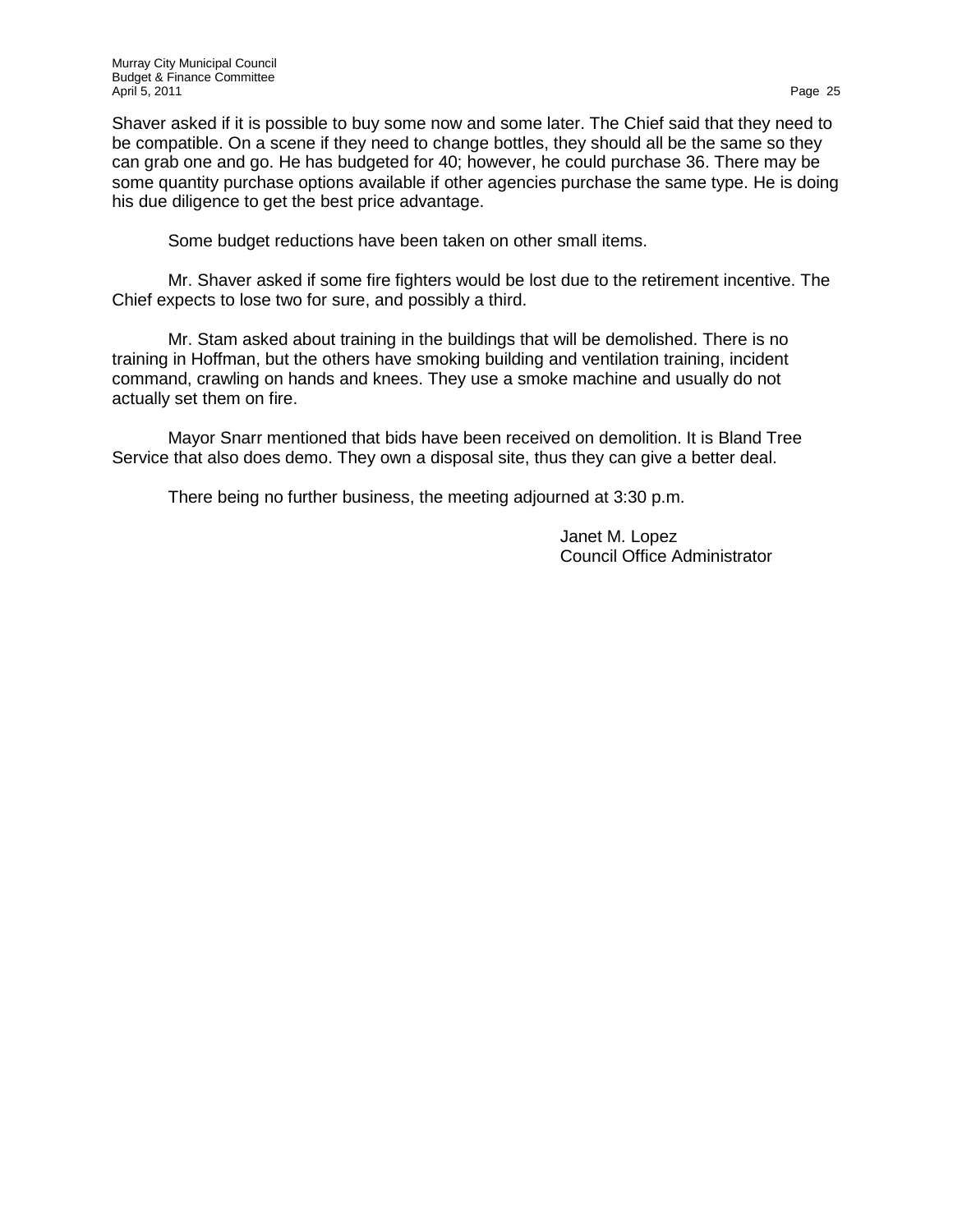Shaver asked if it is possible to buy some now and some later. The Chief said that they need to be compatible. On a scene if they need to change bottles, they should all be the same so they can grab one and go. He has budgeted for 40; however, he could purchase 36. There may be some quantity purchase options available if other agencies purchase the same type. He is doing his due diligence to get the best price advantage.

Some budget reductions have been taken on other small items.

Mr. Shaver asked if some fire fighters would be lost due to the retirement incentive. The Chief expects to lose two for sure, and possibly a third.

Mr. Stam asked about training in the buildings that will be demolished. There is no training in Hoffman, but the others have smoking building and ventilation training, incident command, crawling on hands and knees. They use a smoke machine and usually do not actually set them on fire.

Mayor Snarr mentioned that bids have been received on demolition. It is Bland Tree Service that also does demo. They own a disposal site, thus they can give a better deal.

There being no further business, the meeting adjourned at 3:30 p.m.

Janet M. Lopez
Council Office Administrator